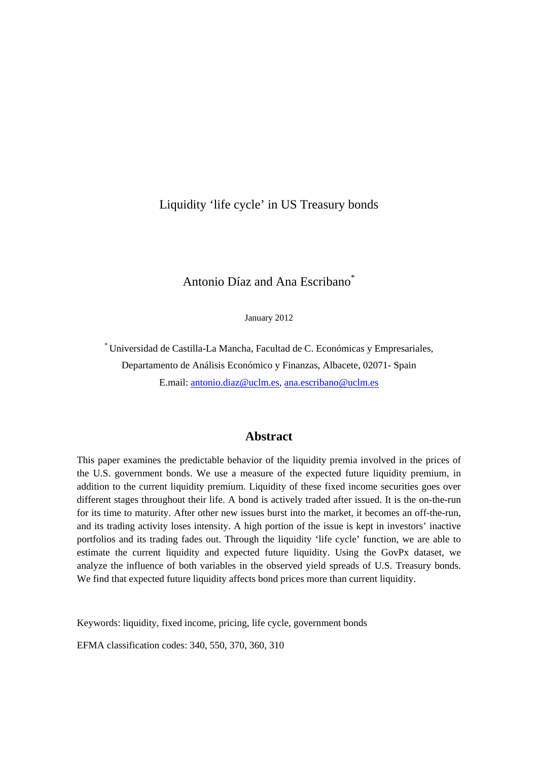# Liquidity 'life cycle' in US Treasury bonds

Antonio Díaz and Ana Escribano[*]

January 2012

[*] Universidad de Castilla-La Mancha, Facultad de C. Económicas y Empresariales, Departamento de Análisis Económico y Finanzas, Albacete, 02071- Spain

E.mail: antonio.diaz@uclm.es, ana.escribano@uclm.es

## Abstract

This paper examines the predictable behavior of the liquidity premia involved in the prices of the U.S. government bonds. We use a measure of the expected future liquidity premium, in addition to the current liquidity premium. Liquidity of these fixed income securities goes over different stages throughout their life. A bond is actively traded after issued. It is the on-the-run for its time to maturity. After other new issues burst into the market, it becomes an off-the-run, and its trading activity loses intensity. A high portion of the issue is kept in investors' inactive portfolios and its trading fades out. Through the liquidity 'life cycle' function, we are able to estimate the current liquidity and expected future liquidity. Using the GovPx dataset, we analyze the influence of both variables in the observed yield spreads of U.S. Treasury bonds. We find that expected future liquidity affects bond prices more than current liquidity.

Keywords: liquidity, fixed income, pricing, life cycle, government bonds

EFMA classification codes: 340, 550, 370, 360, 310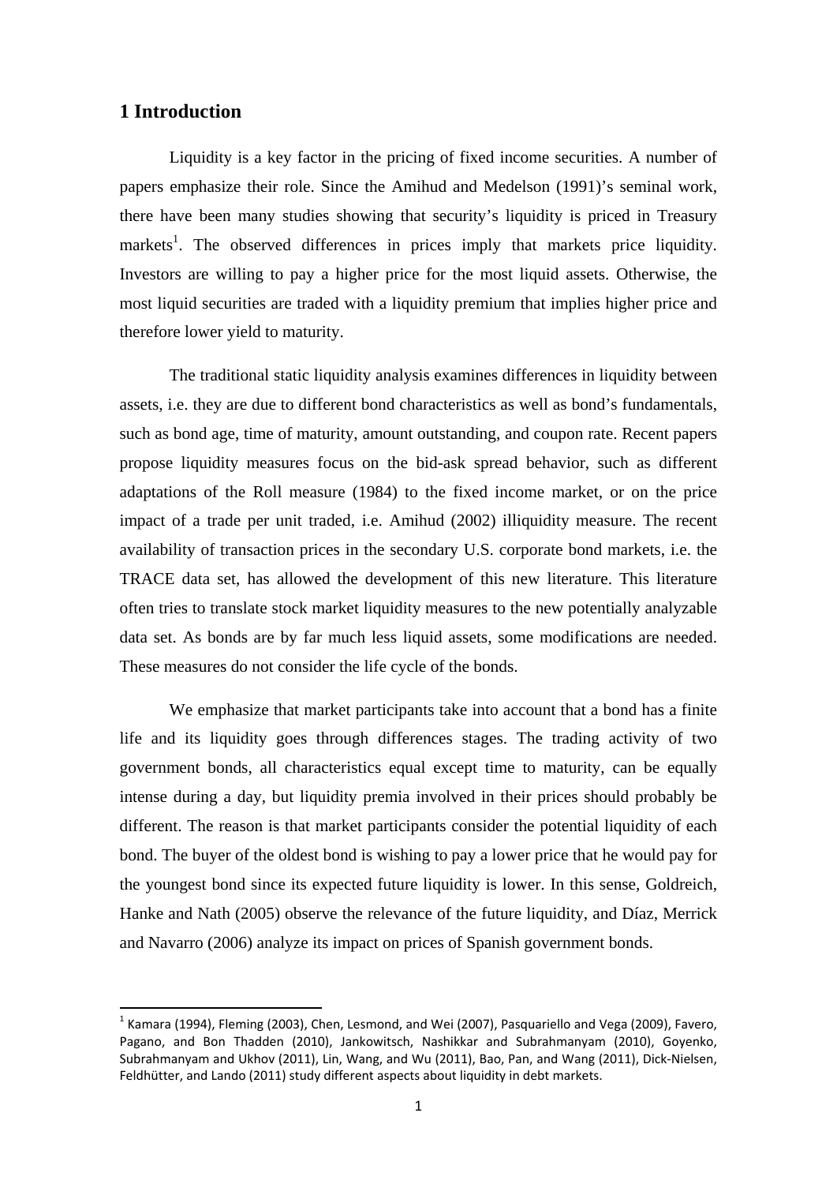# 1 Introduction

Liquidity is a key factor in the pricing of fixed income securities. A number of papers emphasize their role. Since the Amihud and Medelson (1991)'s seminal work, there have been many studies showing that security's liquidity is priced in Treasury markets[1]. The observed differences in prices imply that markets price liquidity. Investors are willing to pay a higher price for the most liquid assets. Otherwise, the most liquid securities are traded with a liquidity premium that implies higher price and therefore lower yield to maturity.

The traditional static liquidity analysis examines differences in liquidity between assets, i.e. they are due to different bond characteristics as well as bond's fundamentals, such as bond age, time of maturity, amount outstanding, and coupon rate. Recent papers propose liquidity measures focus on the bid-ask spread behavior, such as different adaptations of the Roll measure (1984) to the fixed income market, or on the price impact of a trade per unit traded, i.e. Amihud (2002) illiquidity measure. The recent availability of transaction prices in the secondary U.S. corporate bond markets, i.e. the TRACE data set, has allowed the development of this new literature. This literature often tries to translate stock market liquidity measures to the new potentially analyzable data set. As bonds are by far much less liquid assets, some modifications are needed. These measures do not consider the life cycle of the bonds.

We emphasize that market participants take into account that a bond has a finite life and its liquidity goes through differences stages. The trading activity of two government bonds, all characteristics equal except time to maturity, can be equally intense during a day, but liquidity premia involved in their prices should probably be different. The reason is that market participants consider the potential liquidity of each bond. The buyer of the oldest bond is wishing to pay a lower price that he would pay for the youngest bond since its expected future liquidity is lower. In this sense, Goldreich, Hanke and Nath (2005) observe the relevance of the future liquidity, and Díaz, Merrick and Navarro (2006) analyze its impact on prices of Spanish government bonds.

[1] Kamara (1994), Fleming (2003), Chen, Lesmond, and Wei (2007), Pasquariello and Vega (2009), Favero, Pagano, and Bon Thadden (2010), Jankowitsch, Nashikkar and Subrahmanyam (2010), Goyenko, Subrahmanyam and Ukhov (2011), Lin, Wang, and Wu (2011), Bao, Pan, and Wang (2011), Dick-Nielsen, Feldhütter, and Lando (2011) study different aspects about liquidity in debt markets.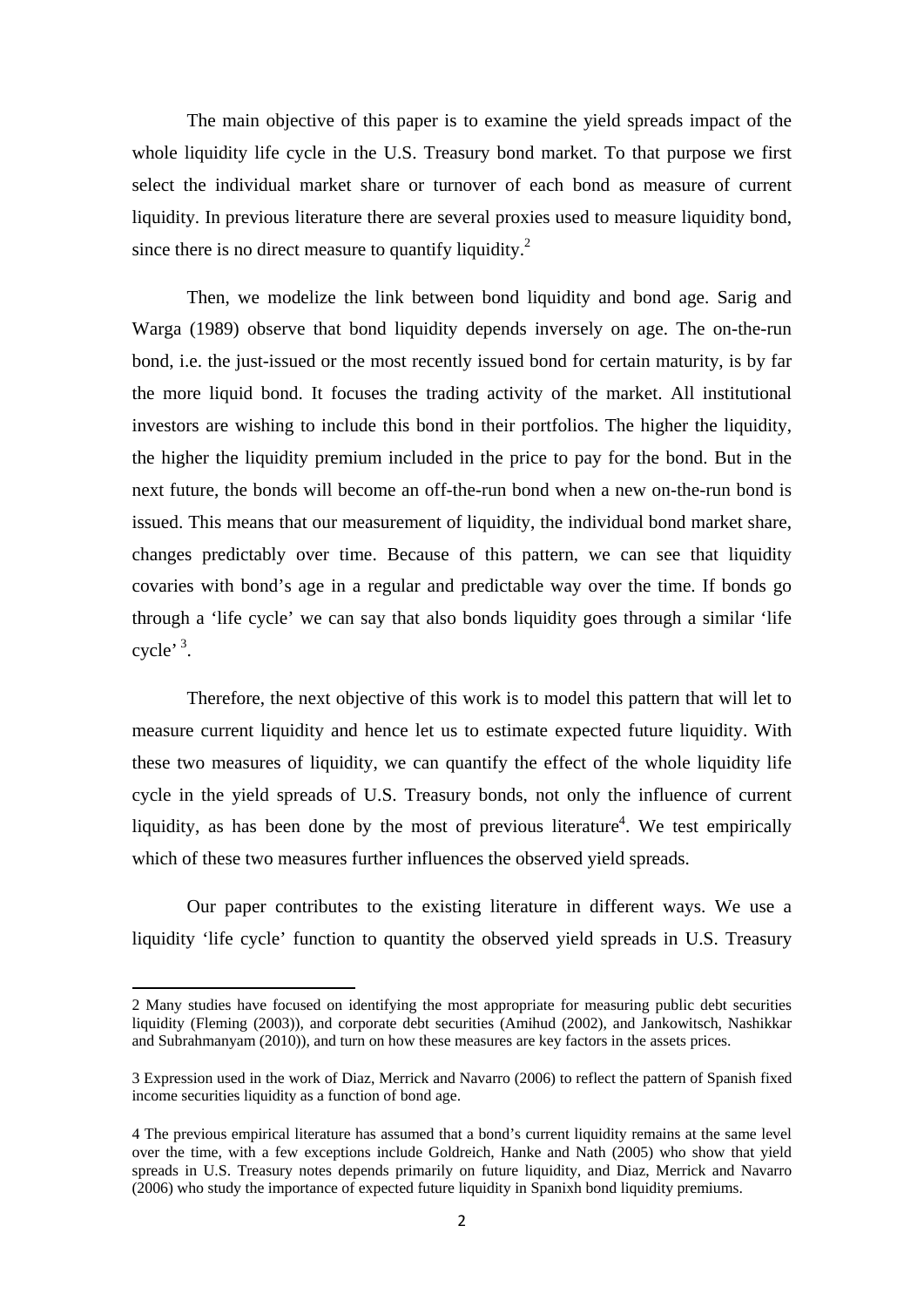The main objective of this paper is to examine the yield spreads impact of the whole liquidity life cycle in the U.S. Treasury bond market. To that purpose we first select the individual market share or turnover of each bond as measure of current liquidity. In previous literature there are several proxies used to measure liquidity bond, since there is no direct measure to quantify liquidity.[2]

Then, we modelize the link between bond liquidity and bond age. Sarig and Warga (1989) observe that bond liquidity depends inversely on age. The on-the-run bond, i.e. the just-issued or the most recently issued bond for certain maturity, is by far the more liquid bond. It focuses the trading activity of the market. All institutional investors are wishing to include this bond in their portfolios. The higher the liquidity, the higher the liquidity premium included in the price to pay for the bond. But in the next future, the bonds will become an off-the-run bond when a new on-the-run bond is issued. This means that our measurement of liquidity, the individual bond market share, changes predictably over time. Because of this pattern, we can see that liquidity covaries with bond's age in a regular and predictable way over the time. If bonds go through a 'life cycle' we can say that also bonds liquidity goes through a similar 'life cycle' [3].

Therefore, the next objective of this work is to model this pattern that will let to measure current liquidity and hence let us to estimate expected future liquidity. With these two measures of liquidity, we can quantify the effect of the whole liquidity life cycle in the yield spreads of U.S. Treasury bonds, not only the influence of current liquidity, as has been done by the most of previous literature[4]. We test empirically which of these two measures further influences the observed yield spreads.

Our paper contributes to the existing literature in different ways. We use a liquidity 'life cycle' function to quantity the observed yield spreads in U.S. Treasury

---

2 Many studies have focused on identifying the most appropriate for measuring public debt securities liquidity (Fleming (2003)), and corporate debt securities (Amihud (2002), and Jankowitsch, Nashikkar and Subrahmanyam (2010)), and turn on how these measures are key factors in the assets prices.

3 Expression used in the work of Diaz, Merrick and Navarro (2006) to reflect the pattern of Spanish fixed income securities liquidity as a function of bond age.

4 The previous empirical literature has assumed that a bond's current liquidity remains at the same level over the time, with a few exceptions include Goldreich, Hanke and Nath (2005) who show that yield spreads in U.S. Treasury notes depends primarily on future liquidity, and Diaz, Merrick and Navarro (2006) who study the importance of expected future liquidity in Spanixh bond liquidity premiums.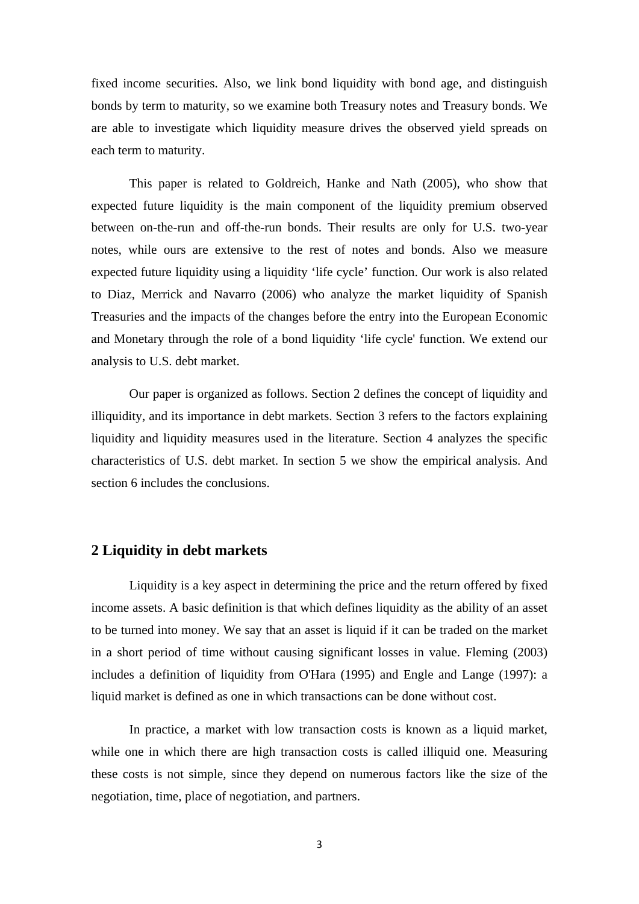fixed income securities. Also, we link bond liquidity with bond age, and distinguish bonds by term to maturity, so we examine both Treasury notes and Treasury bonds. We are able to investigate which liquidity measure drives the observed yield spreads on each term to maturity.

This paper is related to Goldreich, Hanke and Nath (2005), who show that expected future liquidity is the main component of the liquidity premium observed between on-the-run and off-the-run bonds. Their results are only for U.S. two-year notes, while ours are extensive to the rest of notes and bonds. Also we measure expected future liquidity using a liquidity 'life cycle' function. Our work is also related to Diaz, Merrick and Navarro (2006) who analyze the market liquidity of Spanish Treasuries and the impacts of the changes before the entry into the European Economic and Monetary through the role of a bond liquidity 'life cycle' function. We extend our analysis to U.S. debt market.

Our paper is organized as follows. Section 2 defines the concept of liquidity and illiquidity, and its importance in debt markets. Section 3 refers to the factors explaining liquidity and liquidity measures used in the literature. Section 4 analyzes the specific characteristics of U.S. debt market. In section 5 we show the empirical analysis. And section 6 includes the conclusions.

## 2 Liquidity in debt markets

Liquidity is a key aspect in determining the price and the return offered by fixed income assets. A basic definition is that which defines liquidity as the ability of an asset to be turned into money. We say that an asset is liquid if it can be traded on the market in a short period of time without causing significant losses in value. Fleming (2003) includes a definition of liquidity from O'Hara (1995) and Engle and Lange (1997): a liquid market is defined as one in which transactions can be done without cost.

In practice, a market with low transaction costs is known as a liquid market, while one in which there are high transaction costs is called illiquid one. Measuring these costs is not simple, since they depend on numerous factors like the size of the negotiation, time, place of negotiation, and partners.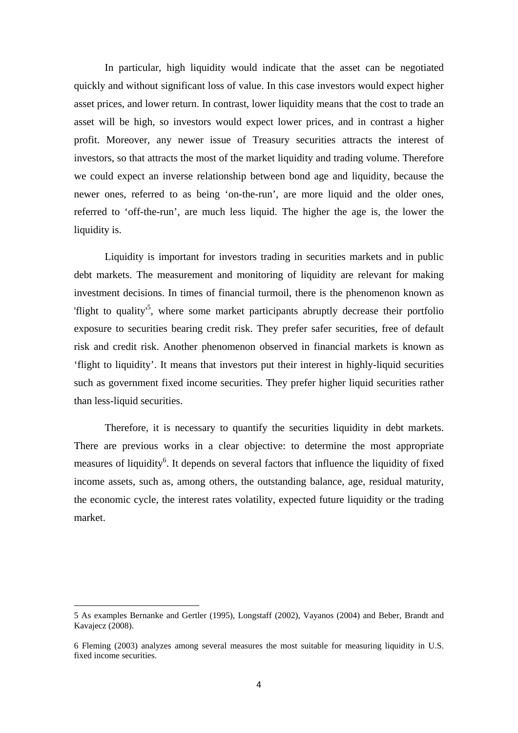In particular, high liquidity would indicate that the asset can be negotiated quickly and without significant loss of value. In this case investors would expect higher asset prices, and lower return. In contrast, lower liquidity means that the cost to trade an asset will be high, so investors would expect lower prices, and in contrast a higher profit. Moreover, any newer issue of Treasury securities attracts the interest of investors, so that attracts the most of the market liquidity and trading volume. Therefore we could expect an inverse relationship between bond age and liquidity, because the newer ones, referred to as being 'on-the-run', are more liquid and the older ones, referred to 'off-the-run', are much less liquid. The higher the age is, the lower the liquidity is.

Liquidity is important for investors trading in securities markets and in public debt markets. The measurement and monitoring of liquidity are relevant for making investment decisions. In times of financial turmoil, there is the phenomenon known as 'flight to quality'[5], where some market participants abruptly decrease their portfolio exposure to securities bearing credit risk. They prefer safer securities, free of default risk and credit risk. Another phenomenon observed in financial markets is known as 'flight to liquidity'. It means that investors put their interest in highly-liquid securities such as government fixed income securities. They prefer higher liquid securities rather than less-liquid securities.

Therefore, it is necessary to quantify the securities liquidity in debt markets. There are previous works in a clear objective: to determine the most appropriate measures of liquidity[6]. It depends on several factors that influence the liquidity of fixed income assets, such as, among others, the outstanding balance, age, residual maturity, the economic cycle, the interest rates volatility, expected future liquidity or the trading market.

---

5 As examples Bernanke and Gertler (1995), Longstaff (2002), Vayanos (2004) and Beber, Brandt and Kavajecz (2008).

6 Fleming (2003) analyzes among several measures the most suitable for measuring liquidity in U.S. fixed income securities.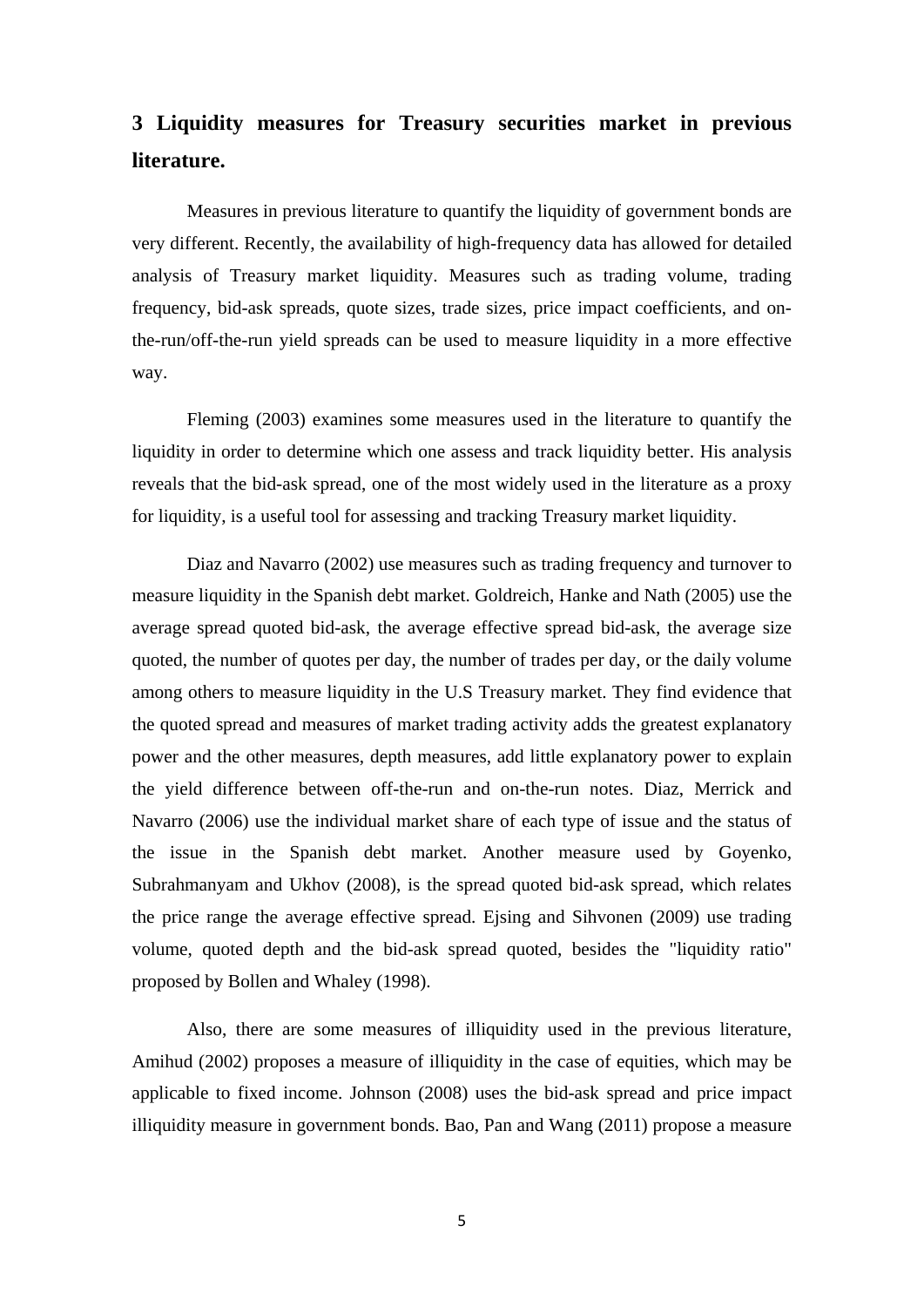## 3 Liquidity measures for Treasury securities market in previous literature.

Measures in previous literature to quantify the liquidity of government bonds are very different. Recently, the availability of high-frequency data has allowed for detailed analysis of Treasury market liquidity. Measures such as trading volume, trading frequency, bid-ask spreads, quote sizes, trade sizes, price impact coefficients, and on-the-run/off-the-run yield spreads can be used to measure liquidity in a more effective way.

Fleming (2003) examines some measures used in the literature to quantify the liquidity in order to determine which one assess and track liquidity better. His analysis reveals that the bid-ask spread, one of the most widely used in the literature as a proxy for liquidity, is a useful tool for assessing and tracking Treasury market liquidity.

Diaz and Navarro (2002) use measures such as trading frequency and turnover to measure liquidity in the Spanish debt market. Goldreich, Hanke and Nath (2005) use the average spread quoted bid-ask, the average effective spread bid-ask, the average size quoted, the number of quotes per day, the number of trades per day, or the daily volume among others to measure liquidity in the U.S Treasury market. They find evidence that the quoted spread and measures of market trading activity adds the greatest explanatory power and the other measures, depth measures, add little explanatory power to explain the yield difference between off-the-run and on-the-run notes. Diaz, Merrick and Navarro (2006) use the individual market share of each type of issue and the status of the issue in the Spanish debt market. Another measure used by Goyenko, Subrahmanyam and Ukhov (2008), is the spread quoted bid-ask spread, which relates the price range the average effective spread. Ejsing and Sihvonen (2009) use trading volume, quoted depth and the bid-ask spread quoted, besides the "liquidity ratio" proposed by Bollen and Whaley (1998).

Also, there are some measures of illiquidity used in the previous literature, Amihud (2002) proposes a measure of illiquidity in the case of equities, which may be applicable to fixed income. Johnson (2008) uses the bid-ask spread and price impact illiquidity measure in government bonds. Bao, Pan and Wang (2011) propose a measure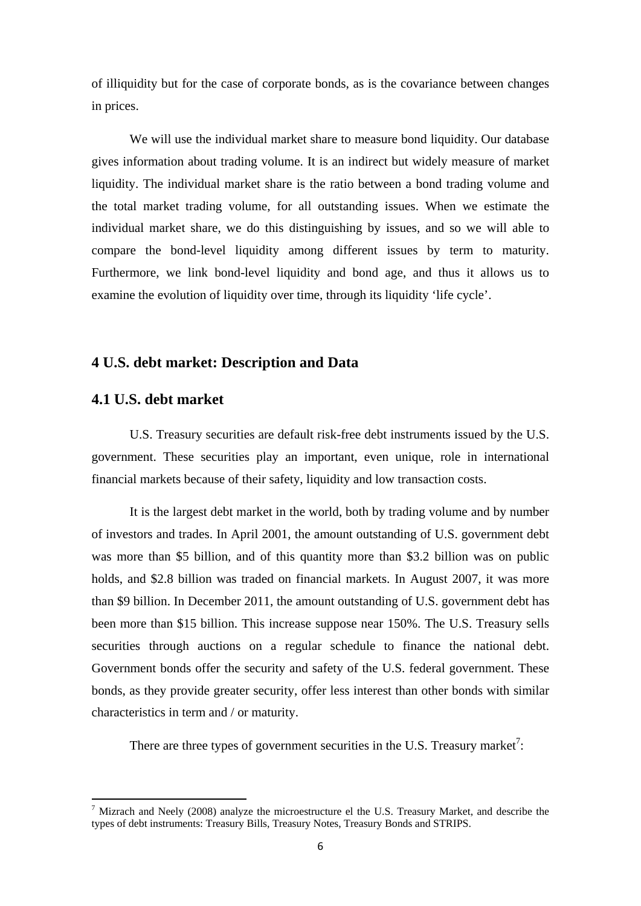of illiquidity but for the case of corporate bonds, as is the covariance between changes in prices.

We will use the individual market share to measure bond liquidity. Our database gives information about trading volume. It is an indirect but widely measure of market liquidity. The individual market share is the ratio between a bond trading volume and the total market trading volume, for all outstanding issues. When we estimate the individual market share, we do this distinguishing by issues, and so we will able to compare the bond-level liquidity among different issues by term to maturity. Furthermore, we link bond-level liquidity and bond age, and thus it allows us to examine the evolution of liquidity over time, through its liquidity 'life cycle'.

## 4 U.S. debt market: Description and Data

### 4.1 U.S. debt market

U.S. Treasury securities are default risk-free debt instruments issued by the U.S. government. These securities play an important, even unique, role in international financial markets because of their safety, liquidity and low transaction costs.

It is the largest debt market in the world, both by trading volume and by number of investors and trades. In April 2001, the amount outstanding of U.S. government debt was more than \$5 billion, and of this quantity more than \$3.2 billion was on public holds, and \$2.8 billion was traded on financial markets. In August 2007, it was more than \$9 billion. In December 2011, the amount outstanding of U.S. government debt has been more than \$15 billion. This increase suppose near 150%. The U.S. Treasury sells securities through auctions on a regular schedule to finance the national debt. Government bonds offer the security and safety of the U.S. federal government. These bonds, as they provide greater security, offer less interest than other bonds with similar characteristics in term and / or maturity.

There are three types of government securities in the U.S. Treasury market[7]:

---

[7] Mizrach and Neely (2008) analyze the microestructure el the U.S. Treasury Market, and describe the types of debt instruments: Treasury Bills, Treasury Notes, Treasury Bonds and STRIPS.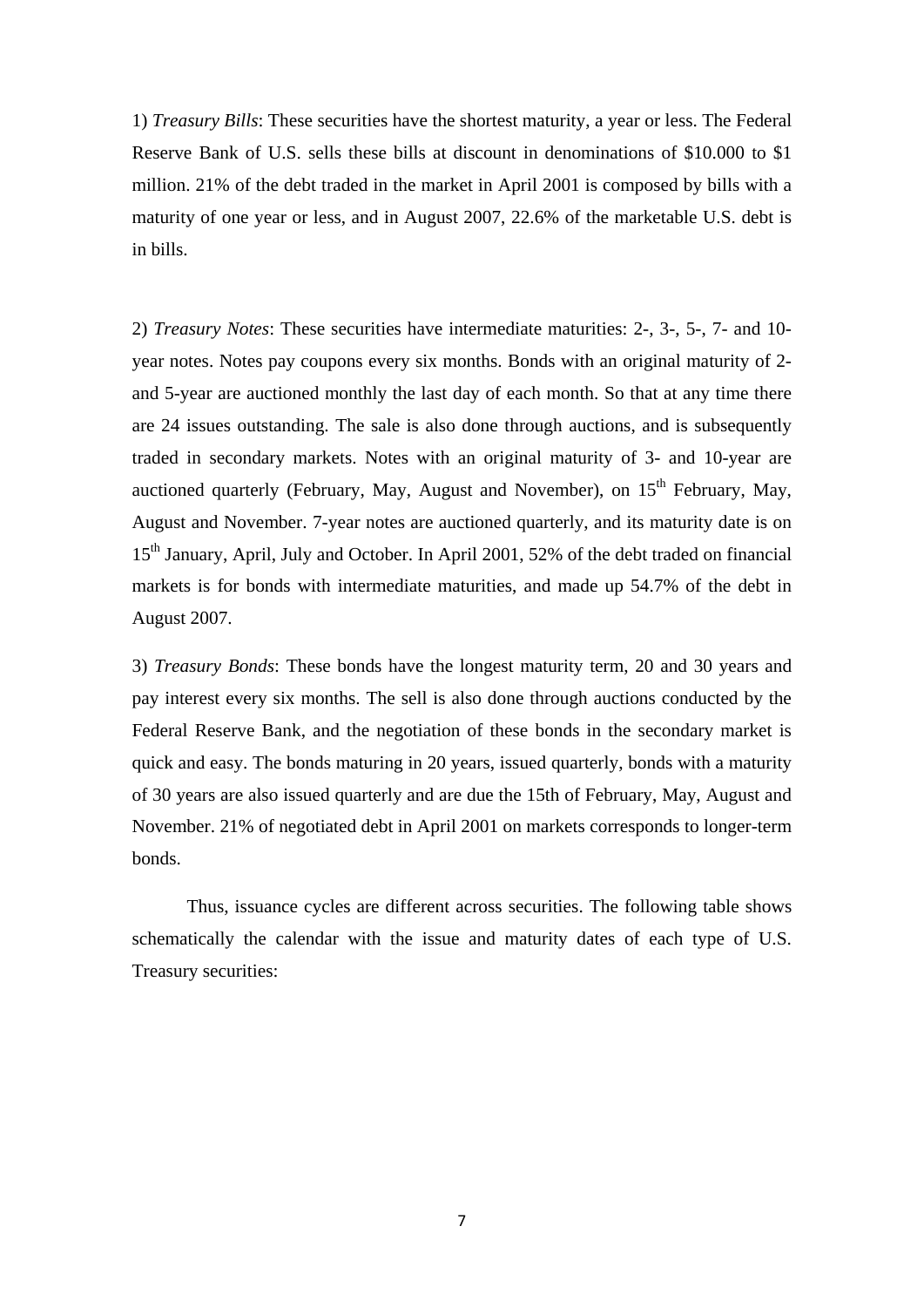1) *Treasury Bills*: These securities have the shortest maturity, a year or less. The Federal Reserve Bank of U.S. sells these bills at discount in denominations of $10.000 to $1 million. 21% of the debt traded in the market in April 2001 is composed by bills with a maturity of one year or less, and in August 2007, 22.6% of the marketable U.S. debt is in bills.

2) *Treasury Notes*: These securities have intermediate maturities: 2-, 3-, 5-, 7- and 10-year notes. Notes pay coupons every six months. Bonds with an original maturity of 2- and 5-year are auctioned monthly the last day of each month. So that at any time there are 24 issues outstanding. The sale is also done through auctions, and is subsequently traded in secondary markets. Notes with an original maturity of 3- and 10-year are auctioned quarterly (February, May, August and November), on 15th February, May, August and November. 7-year notes are auctioned quarterly, and its maturity date is on 15th January, April, July and October. In April 2001, 52% of the debt traded on financial markets is for bonds with intermediate maturities, and made up 54.7% of the debt in August 2007.

3) *Treasury Bonds*: These bonds have the longest maturity term, 20 and 30 years and pay interest every six months. The sell is also done through auctions conducted by the Federal Reserve Bank, and the negotiation of these bonds in the secondary market is quick and easy. The bonds maturing in 20 years, issued quarterly, bonds with a maturity of 30 years are also issued quarterly and are due the 15th of February, May, August and November. 21% of negotiated debt in April 2001 on markets corresponds to longer-term bonds.

Thus, issuance cycles are different across securities. The following table shows schematically the calendar with the issue and maturity dates of each type of U.S. Treasury securities: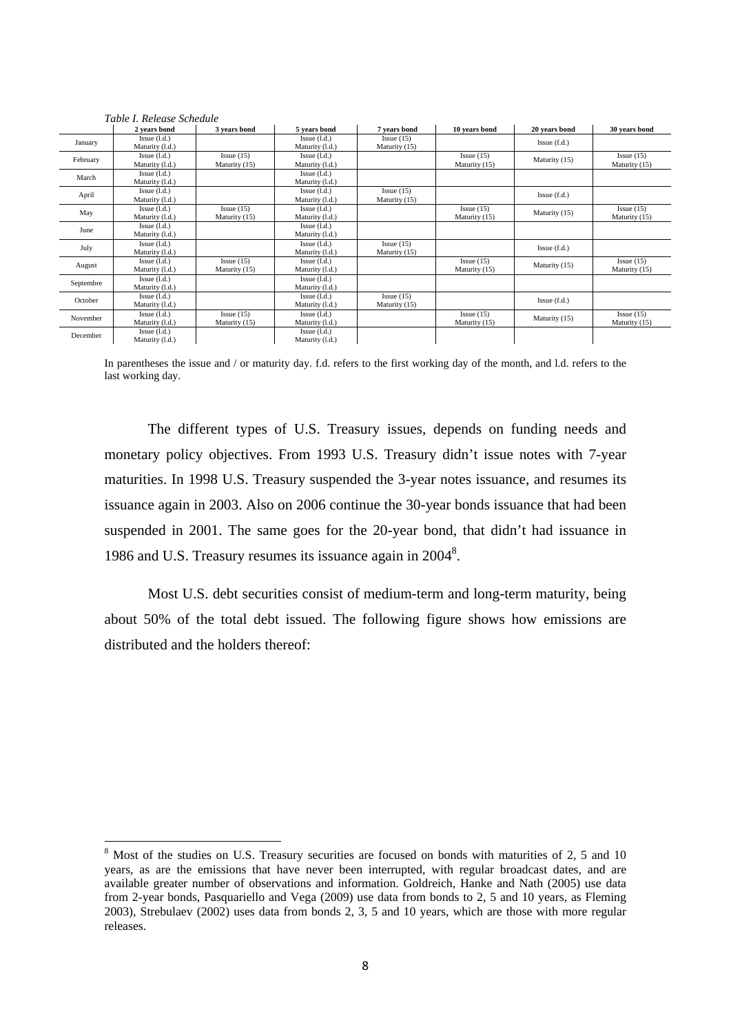*Table I. Release Schedule*

| | 2 years bond | 3 years bond | 5 years bond | 7 years bond | 10 years bond | 20 years bond | 30 years bond |
|---|---|---|---|---|---|---|---|
| January | Issue (l.d.) Maturity (l.d.) | | Issue (l.d.) Maturity (l.d.) | Issue (15) Maturity (15) | | Issue (f.d.) | |
| February | Issue (l.d.) Maturity (l.d.) | Issue (15) Maturity (15) | Issue (l.d.) Maturity (l.d.) | | Issue (15) Maturity (15) | Maturity (15) | Issue (15) Maturity (15) |
| March | Issue (l.d.) Maturity (l.d.) | | Issue (l.d.) Maturity (l.d.) | | | | |
| April | Issue (l.d.) Maturity (l.d.) | | Issue (l.d.) Maturity (l.d.) | Issue (15) Maturity (15) | | Issue (f.d.) | |
| May | Issue (l.d.) Maturity (l.d.) | Issue (15) Maturity (15) | Issue (l.d.) Maturity (l.d.) | | Issue (15) Maturity (15) | Maturity (15) | Issue (15) Maturity (15) |
| June | Issue (l.d.) Maturity (l.d.) | | Issue (l.d.) Maturity (l.d.) | | | | |
| July | Issue (l.d.) Maturity (l.d.) | | Issue (l.d.) Maturity (l.d.) | Issue (15) Maturity (15) | | Issue (f.d.) | |
| August | Issue (l.d.) Maturity (l.d.) | Issue (15) Maturity (15) | Issue (l.d.) Maturity (l.d.) | | Issue (15) Maturity (15) | Maturity (15) | Issue (15) Maturity (15) |
| Septembre | Issue (l.d.) Maturity (l.d.) | | Issue (l.d.) Maturity (l.d.) | | | | |
| October | Issue (l.d.) Maturity (l.d.) | | Issue (l.d.) Maturity (l.d.) | Issue (15) Maturity (15) | | Issue (f.d.) | |
| November | Issue (l.d.) Maturity (l.d.) | Issue (15) Maturity (15) | Issue (l.d.) Maturity (l.d.) | | Issue (15) Maturity (15) | Maturity (15) | Issue (15) Maturity (15) |
| December | Issue (l.d.) Maturity (l.d.) | | Issue (l.d.) Maturity (l.d.) | | | | |

In parentheses the issue and / or maturity day. f.d. refers to the first working day of the month, and l.d. refers to the last working day.

The different types of U.S. Treasury issues, depends on funding needs and monetary policy objectives. From 1993 U.S. Treasury didn't issue notes with 7-year maturities. In 1998 U.S. Treasury suspended the 3-year notes issuance, and resumes its issuance again in 2003. Also on 2006 continue the 30-year bonds issuance that had been suspended in 2001. The same goes for the 20-year bond, that didn't had issuance in 1986 and U.S. Treasury resumes its issuance again in 2004[8].

Most U.S. debt securities consist of medium-term and long-term maturity, being about 50% of the total debt issued. The following figure shows how emissions are distributed and the holders thereof:

[8] Most of the studies on U.S. Treasury securities are focused on bonds with maturities of 2, 5 and 10 years, as are the emissions that have never been interrupted, with regular broadcast dates, and are available greater number of observations and information. Goldreich, Hanke and Nath (2005) use data from 2-year bonds, Pasquariello and Vega (2009) use data from bonds to 2, 5 and 10 years, as Fleming 2003), Strebulaev (2002) uses data from bonds 2, 3, 5 and 10 years, which are those with more regular releases.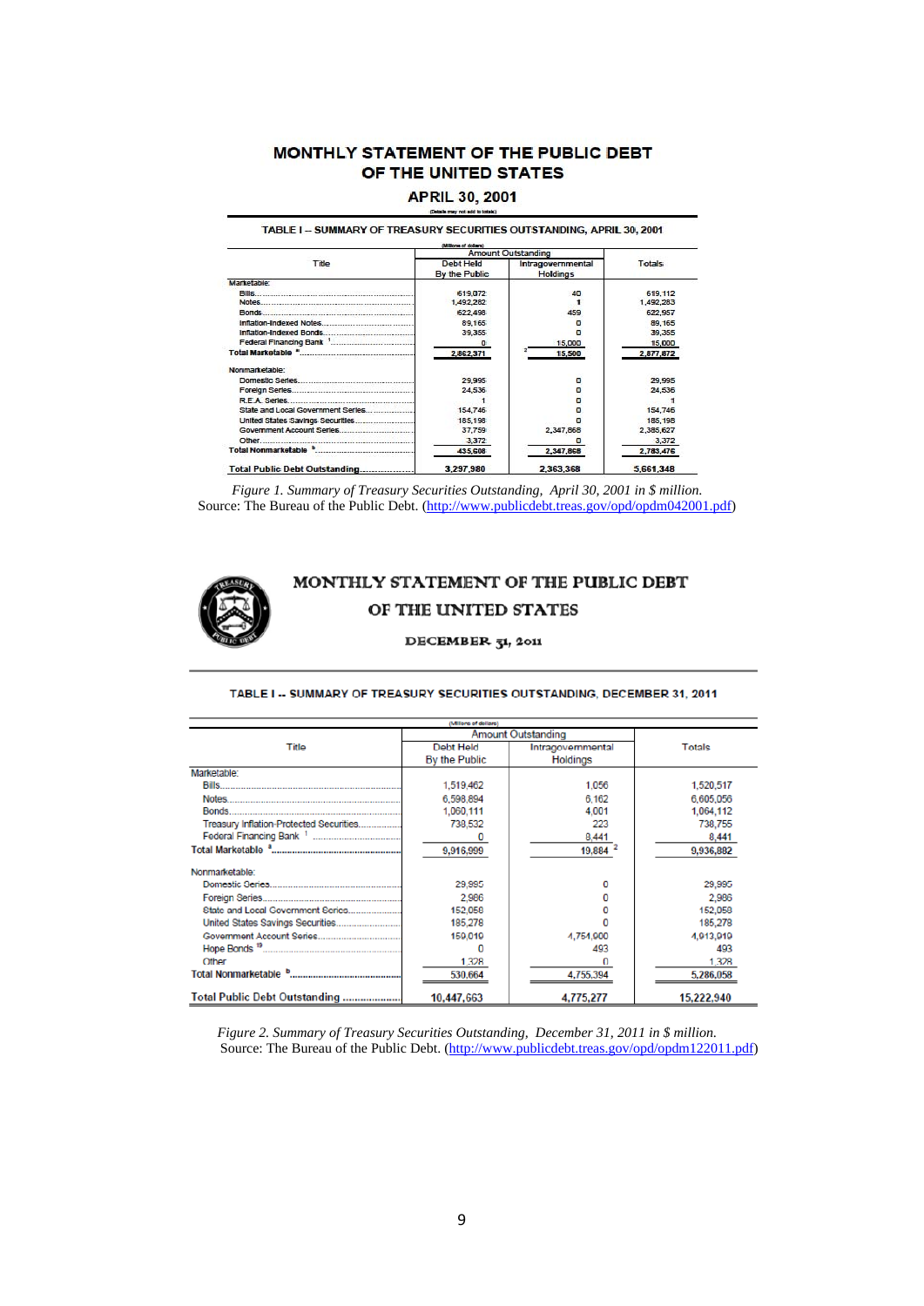## MONTHLY STATEMENT OF THE PUBLIC DEBT OF THE UNITED STATES

### APRIL 30, 2001

(Details may not add to totals)

**TABLE I -- SUMMARY OF TREASURY SECURITIES OUTSTANDING, APRIL 30, 2001**

(Millions of dollars)

| Title | Amount Outstanding | | Totals |
|---|---|---|---|
| | Debt Held By the Public | Intragovernmental Holdings | |
| Marketable: | | | |
| Bills | 619,072 | 40 | 619,112 |
| Notes | 1,492,282 | 1 | 1,492,283 |
| Bonds | 622,498 | 459 | 622,957 |
| Inflation-Indexed Notes | 89,165 | 0 | 89,165 |
| Inflation-Indexed Bonds | 39,355 | 0 | 39,355 |
| Federal Financing Bank [1] | 0 | 15,000 | 15,000 |
| Total Marketable [a] | 2,862,371 | [2] 15,500 | 2,877,872 |
| Nonmarketable: | | | |
| Domestic Series | 29,995 | 0 | 29,995 |
| Foreign Series | 24,536 | 0 | 24,536 |
| R.E.A. Series | 1 | 0 | 1 |
| State and Local Government Series | 154,746 | 0 | 154,746 |
| United States Savings Securities | 185,198 | 0 | 185,198 |
| Government Account Series | 37,759 | 2,347,868 | 2,385,627 |
| Other | 3,372 | 0 | 3,372 |
| Total Nonmarketable [b] | 435,608 | 2,347,868 | 2,783,476 |
| Total Public Debt Outstanding | 3,297,980 | 2,363,368 | 5,661,348 |

*Figure 1. Summary of Treasury Securities Outstanding, April 30, 2001 in $ million.*
Source: The Bureau of the Public Debt. (http://www.publicdebt.treas.gov/opd/opdm042001.pdf)

## MONTHLY STATEMENT OF THE PUBLIC DEBT OF THE UNITED STATES

### DECEMBER 31, 2011

**TABLE I -- SUMMARY OF TREASURY SECURITIES OUTSTANDING, DECEMBER 31, 2011**

(Millions of dollars)

| Title | Amount Outstanding | | Totals |
|---|---|---|---|
| | Debt Held By the Public | Intragovernmental Holdings | |
| Marketable: | | | |
| Bills | 1,519,462 | 1,056 | 1,520,517 |
| Notes | 6,598,894 | 6,162 | 6,605,056 |
| Bonds | 1,060,111 | 4,001 | 1,064,112 |
| Treasury Inflation-Protected Securities | 738,532 | 223 | 738,755 |
| Federal Financing Bank [1] | 0 | 8,441 | 8,441 |
| Total Marketable [a] | 9,916,999 | 19,884 [2] | 9,936,882 |
| Nonmarketable: | | | |
| Domestic Series | 29,995 | 0 | 29,995 |
| Foreign Series | 2,986 | 0 | 2,986 |
| State and Local Government Series | 152,058 | 0 | 152,058 |
| United States Savings Securities | 185,278 | 0 | 185,278 |
| Government Account Series | 159,019 | 4,754,900 | 4,913,919 |
| Hope Bonds [19] | 0 | 493 | 493 |
| Other | 1,328 | 0 | 1,328 |
| Total Nonmarketable [b] | 530,664 | 4,755,394 | 5,286,058 |
| Total Public Debt Outstanding | 10,447,663 | 4,775,277 | 15,222,940 |

*Figure 2. Summary of Treasury Securities Outstanding, December 31, 2011 in $ million.*
Source: The Bureau of the Public Debt. (http://www.publicdebt.treas.gov/opd/opdm122011.pdf)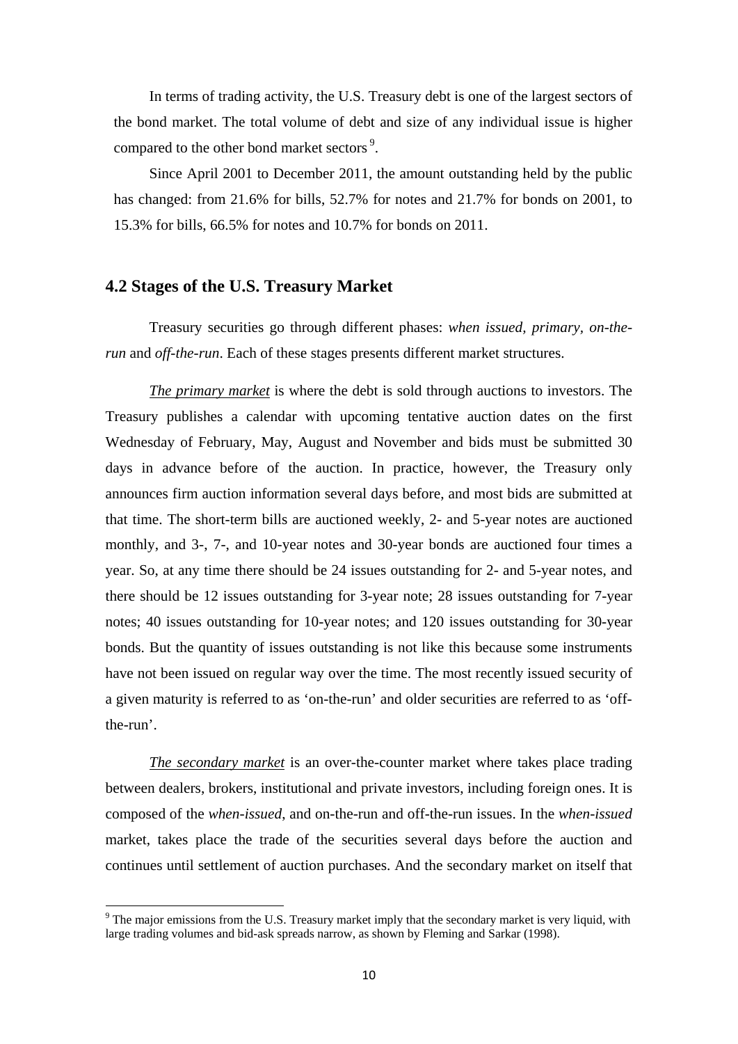In terms of trading activity, the U.S. Treasury debt is one of the largest sectors of the bond market. The total volume of debt and size of any individual issue is higher compared to the other bond market sectors [9].

Since April 2001 to December 2011, the amount outstanding held by the public has changed: from 21.6% for bills, 52.7% for notes and 21.7% for bonds on 2001, to 15.3% for bills, 66.5% for notes and 10.7% for bonds on 2011.

## 4.2 Stages of the U.S. Treasury Market

Treasury securities go through different phases: *when issued*, *primary*, *on-the-run* and *off-the-run*. Each of these stages presents different market structures.

*The primary market* is where the debt is sold through auctions to investors. The Treasury publishes a calendar with upcoming tentative auction dates on the first Wednesday of February, May, August and November and bids must be submitted 30 days in advance before of the auction. In practice, however, the Treasury only announces firm auction information several days before, and most bids are submitted at that time. The short-term bills are auctioned weekly, 2- and 5-year notes are auctioned monthly, and 3-, 7-, and 10-year notes and 30-year bonds are auctioned four times a year. So, at any time there should be 24 issues outstanding for 2- and 5-year notes, and there should be 12 issues outstanding for 3-year note; 28 issues outstanding for 7-year notes; 40 issues outstanding for 10-year notes; and 120 issues outstanding for 30-year bonds. But the quantity of issues outstanding is not like this because some instruments have not been issued on regular way over the time. The most recently issued security of a given maturity is referred to as 'on-the-run' and older securities are referred to as 'off-the-run'.

*The secondary market* is an over-the-counter market where takes place trading between dealers, brokers, institutional and private investors, including foreign ones. It is composed of the *when-issued*, and on-the-run and off-the-run issues. In the *when-issued* market, takes place the trade of the securities several days before the auction and continues until settlement of auction purchases. And the secondary market on itself that

[9] The major emissions from the U.S. Treasury market imply that the secondary market is very liquid, with large trading volumes and bid-ask spreads narrow, as shown by Fleming and Sarkar (1998).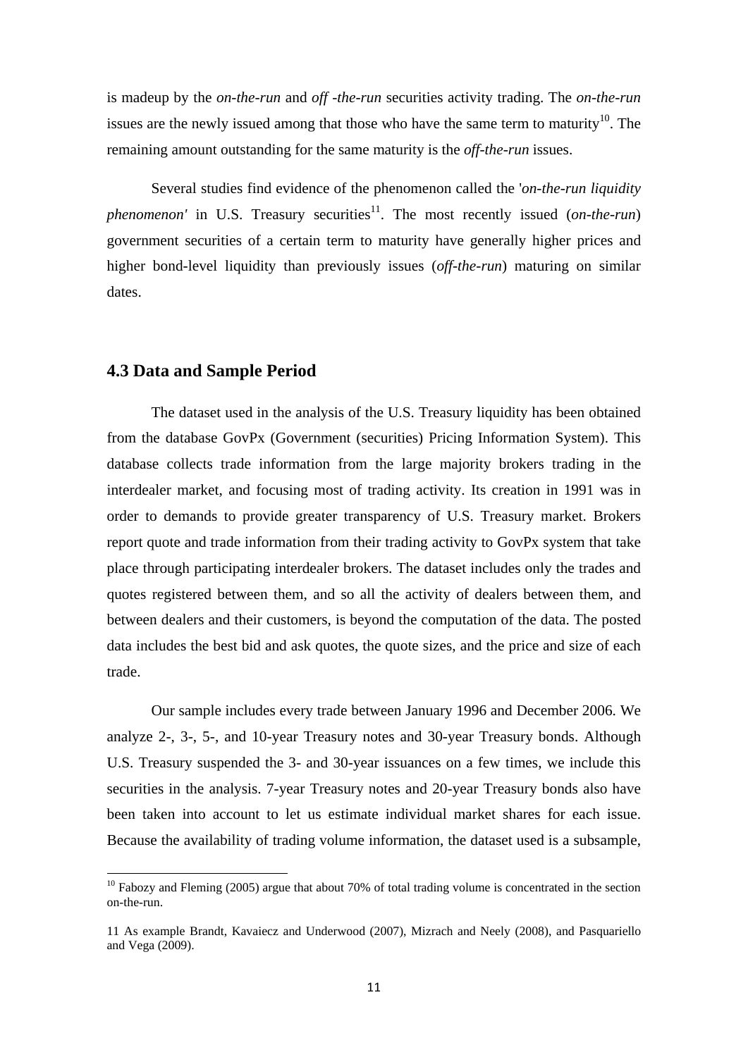is madeup by the *on-the-run* and *off -the-run* securities activity trading. The *on-the-run* issues are the newly issued among that those who have the same term to maturity[10]. The remaining amount outstanding for the same maturity is the *off-the-run* issues.

Several studies find evidence of the phenomenon called the '*on-the-run liquidity phenomenon'* in U.S. Treasury securities[11]. The most recently issued (*on-the-run*) government securities of a certain term to maturity have generally higher prices and higher bond-level liquidity than previously issues (*off-the-run*) maturing on similar dates.

### 4.3 Data and Sample Period

The dataset used in the analysis of the U.S. Treasury liquidity has been obtained from the database GovPx (Government (securities) Pricing Information System). This database collects trade information from the large majority brokers trading in the interdealer market, and focusing most of trading activity. Its creation in 1991 was in order to demands to provide greater transparency of U.S. Treasury market. Brokers report quote and trade information from their trading activity to GovPx system that take place through participating interdealer brokers. The dataset includes only the trades and quotes registered between them, and so all the activity of dealers between them, and between dealers and their customers, is beyond the computation of the data. The posted data includes the best bid and ask quotes, the quote sizes, and the price and size of each trade.

Our sample includes every trade between January 1996 and December 2006. We analyze 2-, 3-, 5-, and 10-year Treasury notes and 30-year Treasury bonds. Although U.S. Treasury suspended the 3- and 30-year issuances on a few times, we include this securities in the analysis. 7-year Treasury notes and 20-year Treasury bonds also have been taken into account to let us estimate individual market shares for each issue. Because the availability of trading volume information, the dataset used is a subsample,

[10] Fabozy and Fleming (2005) argue that about 70% of total trading volume is concentrated in the section on-the-run.

11 As example Brandt, Kavaiecz and Underwood (2007), Mizrach and Neely (2008), and Pasquariello and Vega (2009).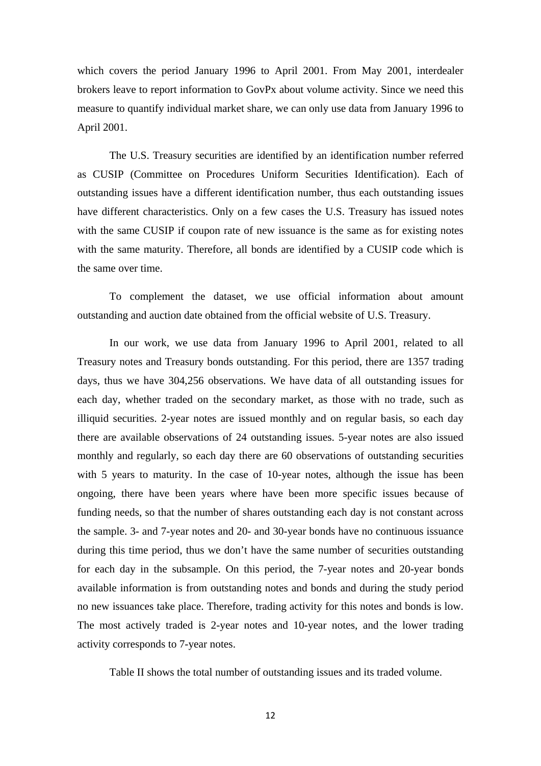which covers the period January 1996 to April 2001. From May 2001, interdealer brokers leave to report information to GovPx about volume activity. Since we need this measure to quantify individual market share, we can only use data from January 1996 to April 2001.

The U.S. Treasury securities are identified by an identification number referred as CUSIP (Committee on Procedures Uniform Securities Identification). Each of outstanding issues have a different identification number, thus each outstanding issues have different characteristics. Only on a few cases the U.S. Treasury has issued notes with the same CUSIP if coupon rate of new issuance is the same as for existing notes with the same maturity. Therefore, all bonds are identified by a CUSIP code which is the same over time.

To complement the dataset, we use official information about amount outstanding and auction date obtained from the official website of U.S. Treasury.

In our work, we use data from January 1996 to April 2001, related to all Treasury notes and Treasury bonds outstanding. For this period, there are 1357 trading days, thus we have 304,256 observations. We have data of all outstanding issues for each day, whether traded on the secondary market, as those with no trade, such as illiquid securities. 2-year notes are issued monthly and on regular basis, so each day there are available observations of 24 outstanding issues. 5-year notes are also issued monthly and regularly, so each day there are 60 observations of outstanding securities with 5 years to maturity. In the case of 10-year notes, although the issue has been ongoing, there have been years where have been more specific issues because of funding needs, so that the number of shares outstanding each day is not constant across the sample. 3- and 7-year notes and 20- and 30-year bonds have no continuous issuance during this time period, thus we don't have the same number of securities outstanding for each day in the subsample. On this period, the 7-year notes and 20-year bonds available information is from outstanding notes and bonds and during the study period no new issuances take place. Therefore, trading activity for this notes and bonds is low. The most actively traded is 2-year notes and 10-year notes, and the lower trading activity corresponds to 7-year notes.

Table II shows the total number of outstanding issues and its traded volume.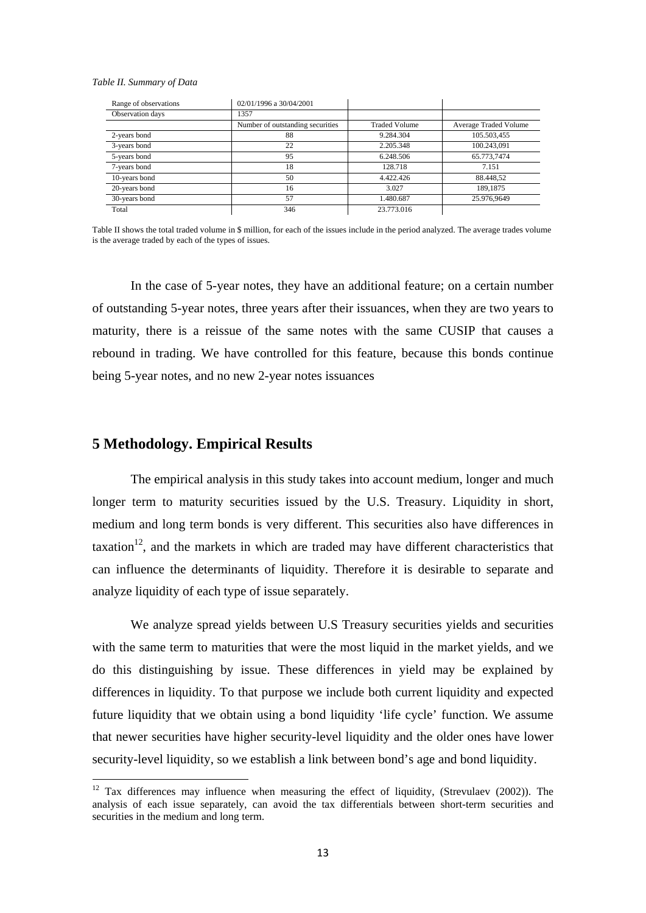*Table II. Summary of Data*

| Range of observations | 02/01/1996 a 30/04/2001 | | |
|---|---|---|---|
| Observation days | 1357 | | |
| | Number of outstanding securities | Traded Volume | Average Traded Volume |
| 2-years bond | 88 | 9.284.304 | 105.503,455 |
| 3-years bond | 22 | 2.205.348 | 100.243,091 |
| 5-years bond | 95 | 6.248.506 | 65.773,7474 |
| 7-years bond | 18 | 128.718 | 7.151 |
| 10-years bond | 50 | 4.422.426 | 88.448,52 |
| 20-years bond | 16 | 3.027 | 189,1875 |
| 30-years bond | 57 | 1.480.687 | 25.976,9649 |
| Total | 346 | 23.773.016 | |

Table II shows the total traded volume in $ million, for each of the issues include in the period analyzed. The average trades volume is the average traded by each of the types of issues.

In the case of 5-year notes, they have an additional feature; on a certain number of outstanding 5-year notes, three years after their issuances, when they are two years to maturity, there is a reissue of the same notes with the same CUSIP that causes a rebound in trading. We have controlled for this feature, because this bonds continue being 5-year notes, and no new 2-year notes issuances

## 5 Methodology. Empirical Results

The empirical analysis in this study takes into account medium, longer and much longer term to maturity securities issued by the U.S. Treasury. Liquidity in short, medium and long term bonds is very different. This securities also have differences in taxation[12], and the markets in which are traded may have different characteristics that can influence the determinants of liquidity. Therefore it is desirable to separate and analyze liquidity of each type of issue separately.

We analyze spread yields between U.S Treasury securities yields and securities with the same term to maturities that were the most liquid in the market yields, and we do this distinguishing by issue. These differences in yield may be explained by differences in liquidity. To that purpose we include both current liquidity and expected future liquidity that we obtain using a bond liquidity 'life cycle' function. We assume that newer securities have higher security-level liquidity and the older ones have lower security-level liquidity, so we establish a link between bond's age and bond liquidity.

[12] Tax differences may influence when measuring the effect of liquidity, (Strevulaev (2002)). The analysis of each issue separately, can avoid the tax differentials between short-term securities and securities in the medium and long term.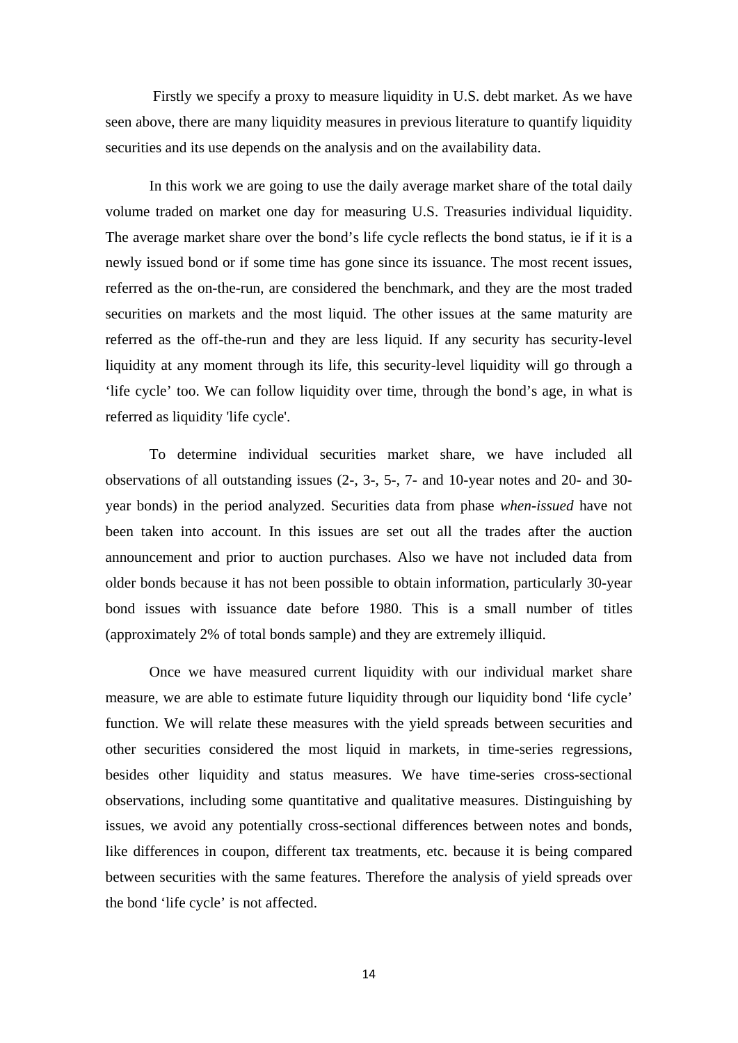Firstly we specify a proxy to measure liquidity in U.S. debt market. As we have seen above, there are many liquidity measures in previous literature to quantify liquidity securities and its use depends on the analysis and on the availability data.

In this work we are going to use the daily average market share of the total daily volume traded on market one day for measuring U.S. Treasuries individual liquidity. The average market share over the bond's life cycle reflects the bond status, ie if it is a newly issued bond or if some time has gone since its issuance. The most recent issues, referred as the on-the-run, are considered the benchmark, and they are the most traded securities on markets and the most liquid. The other issues at the same maturity are referred as the off-the-run and they are less liquid. If any security has security-level liquidity at any moment through its life, this security-level liquidity will go through a 'life cycle' too. We can follow liquidity over time, through the bond's age, in what is referred as liquidity 'life cycle'.

To determine individual securities market share, we have included all observations of all outstanding issues (2-, 3-, 5-, 7- and 10-year notes and 20- and 30-year bonds) in the period analyzed. Securities data from phase *when-issued* have not been taken into account. In this issues are set out all the trades after the auction announcement and prior to auction purchases. Also we have not included data from older bonds because it has not been possible to obtain information, particularly 30-year bond issues with issuance date before 1980. This is a small number of titles (approximately 2% of total bonds sample) and they are extremely illiquid.

Once we have measured current liquidity with our individual market share measure, we are able to estimate future liquidity through our liquidity bond 'life cycle' function. We will relate these measures with the yield spreads between securities and other securities considered the most liquid in markets, in time-series regressions, besides other liquidity and status measures. We have time-series cross-sectional observations, including some quantitative and qualitative measures. Distinguishing by issues, we avoid any potentially cross-sectional differences between notes and bonds, like differences in coupon, different tax treatments, etc. because it is being compared between securities with the same features. Therefore the analysis of yield spreads over the bond 'life cycle' is not affected.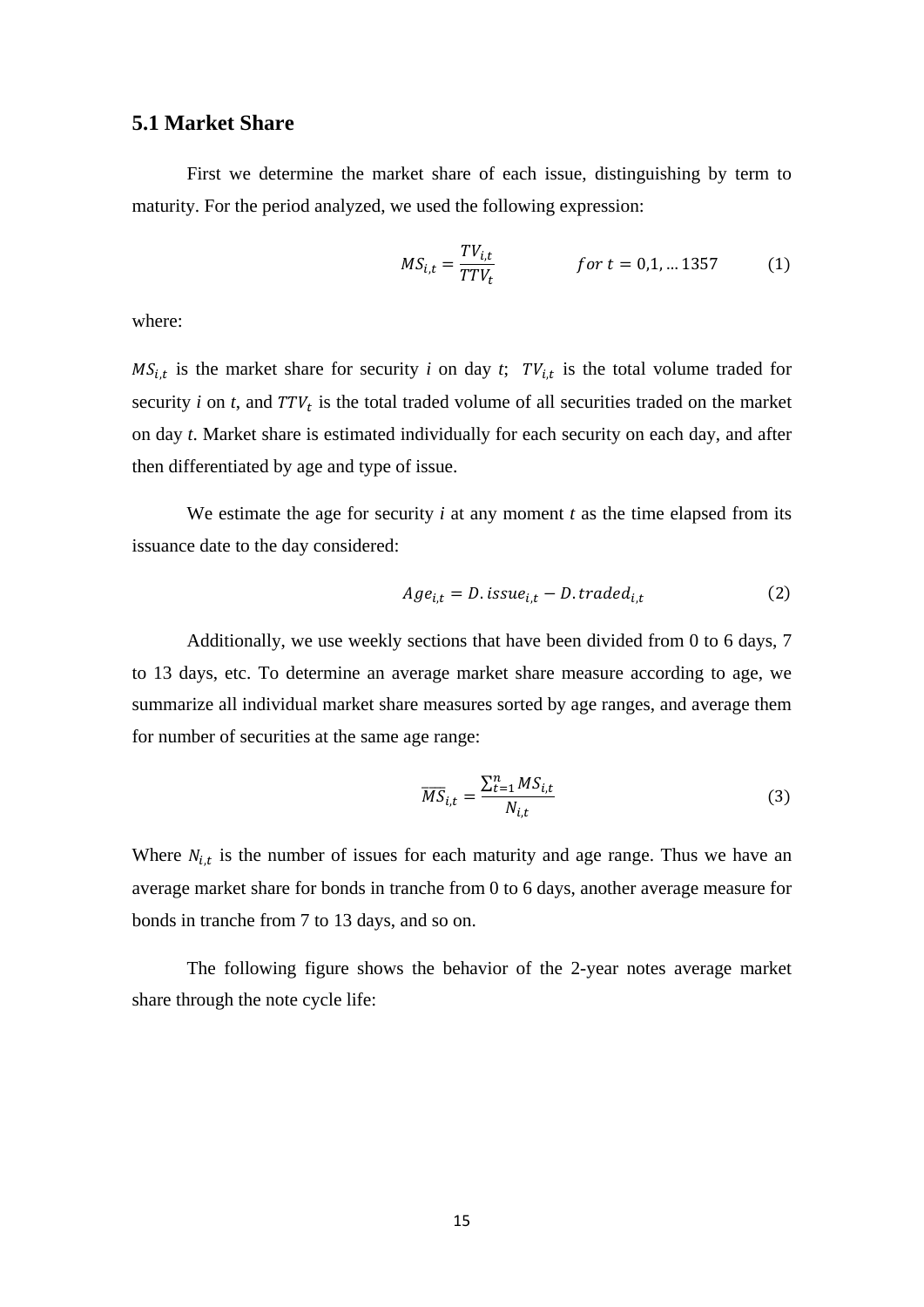## 5.1 Market Share

First we determine the market share of each issue, distinguishing by term to maturity. For the period analyzed, we used the following expression:

$$MS_{i,t} = \frac{TV_{i,t}}{TTV_t} \qquad for\ t = 0,1, \dots 1357 \tag{1}$$

where:

$MS_{i,t}$ is the market share for security *i* on day *t*; $TV_{i,t}$ is the total volume traded for security *i* on *t*, and $TTV_t$ is the total traded volume of all securities traded on the market on day *t*. Market share is estimated individually for each security on each day, and after then differentiated by age and type of issue.

We estimate the age for security *i* at any moment *t* as the time elapsed from its issuance date to the day considered:

$$Age_{i,t} = D.issue_{i,t} - D.traded_{i,t} \tag{2}$$

Additionally, we use weekly sections that have been divided from 0 to 6 days, 7 to 13 days, etc. To determine an average market share measure according to age, we summarize all individual market share measures sorted by age ranges, and average them for number of securities at the same age range:

$$\overline{MS}_{i,t} = \frac{\sum_{t=1}^{n} MS_{i,t}}{N_{i,t}} \tag{3}$$

Where $N_{i,t}$ is the number of issues for each maturity and age range. Thus we have an average market share for bonds in tranche from 0 to 6 days, another average measure for bonds in tranche from 7 to 13 days, and so on.

The following figure shows the behavior of the 2-year notes average market share through the note cycle life: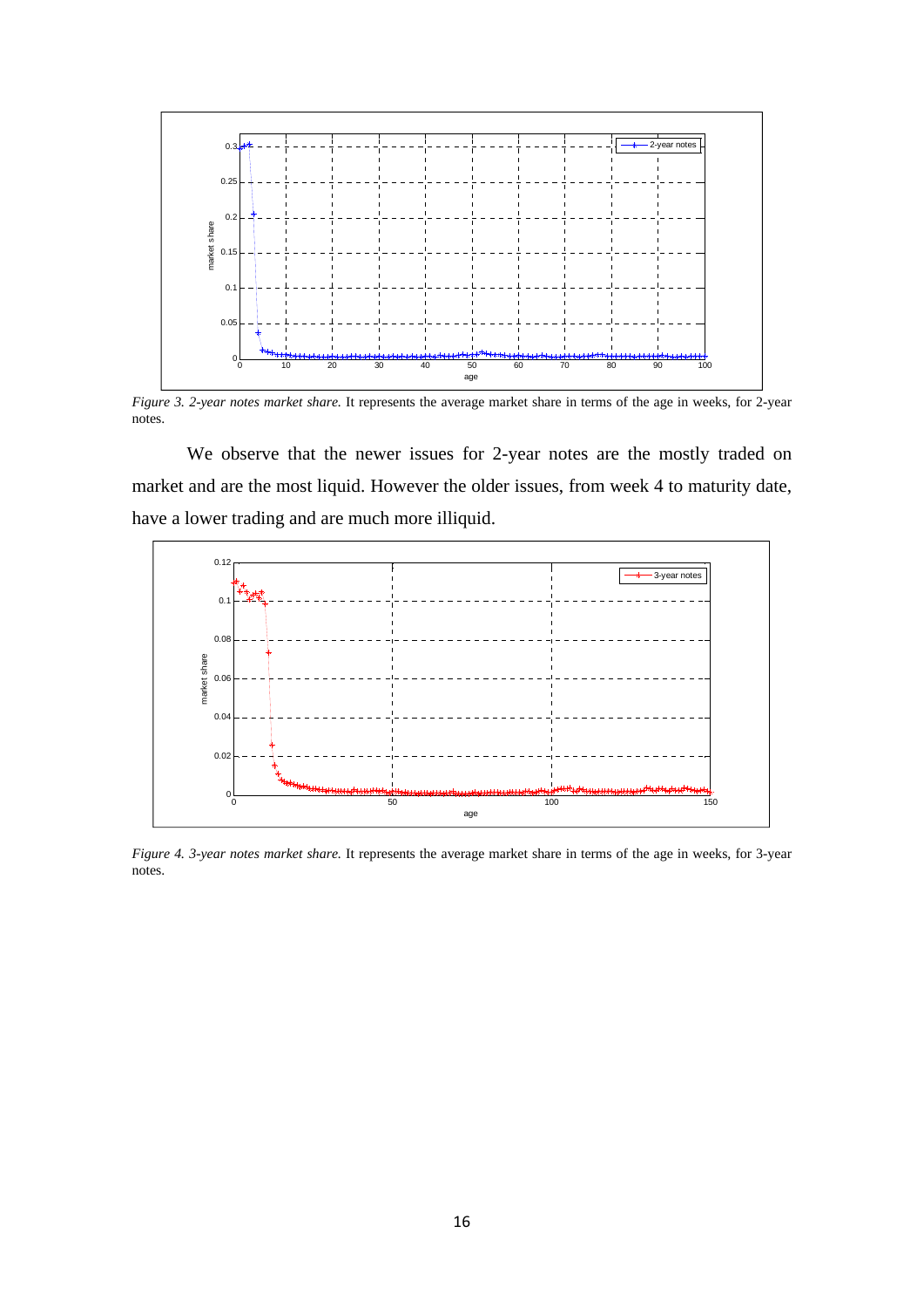*Figure 3. 2-year notes market share.* It represents the average market share in terms of the age in weeks, for 2-year notes.

We observe that the newer issues for 2-year notes are the mostly traded on market and are the most liquid. However the older issues, from week 4 to maturity date, have a lower trading and are much more illiquid.

*Figure 4. 3-year notes market share.* It represents the average market share in terms of the age in weeks, for 3-year notes.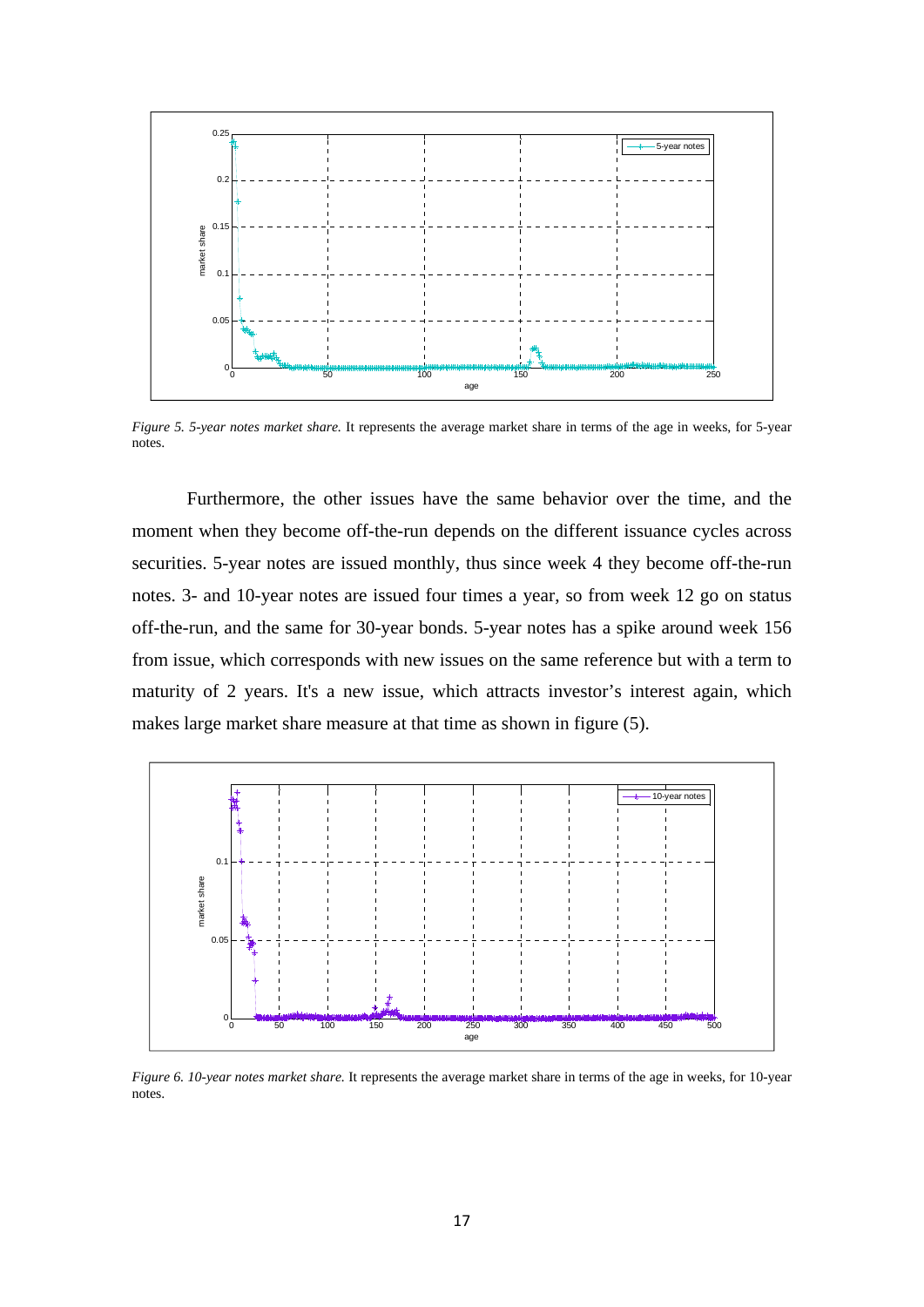*Figure 5. 5-year notes market share.* It represents the average market share in terms of the age in weeks, for 5-year notes.

Furthermore, the other issues have the same behavior over the time, and the moment when they become off-the-run depends on the different issuance cycles across securities. 5-year notes are issued monthly, thus since week 4 they become off-the-run notes. 3- and 10-year notes are issued four times a year, so from week 12 go on status off-the-run, and the same for 30-year bonds. 5-year notes has a spike around week 156 from issue, which corresponds with new issues on the same reference but with a term to maturity of 2 years. It's a new issue, which attracts investor's interest again, which makes large market share measure at that time as shown in figure (5).

*Figure 6. 10-year notes market share.* It represents the average market share in terms of the age in weeks, for 10-year notes.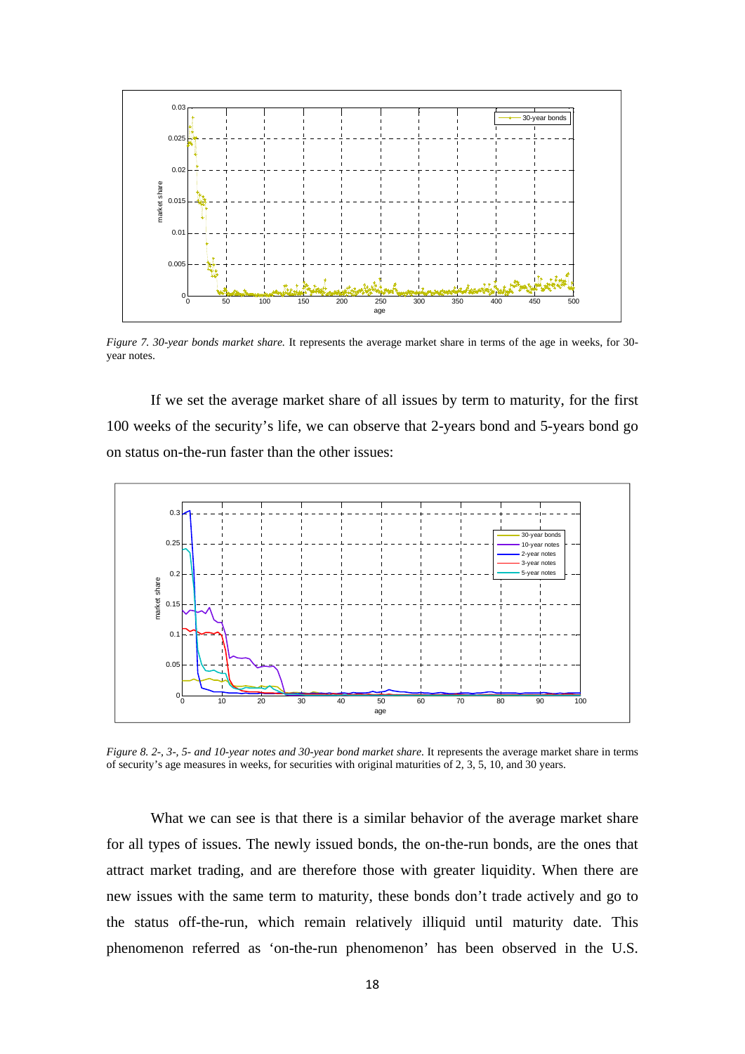*Figure 7. 30-year bonds market share.* It represents the average market share in terms of the age in weeks, for 30-year notes.

If we set the average market share of all issues by term to maturity, for the first 100 weeks of the security's life, we can observe that 2-years bond and 5-years bond go on status on-the-run faster than the other issues:

*Figure 8. 2-, 3-, 5- and 10-year notes and 30-year bond market share.* It represents the average market share in terms of security's age measures in weeks, for securities with original maturities of 2, 3, 5, 10, and 30 years.

What we can see is that there is a similar behavior of the average market share for all types of issues. The newly issued bonds, the on-the-run bonds, are the ones that attract market trading, and are therefore those with greater liquidity. When there are new issues with the same term to maturity, these bonds don't trade actively and go to the status off-the-run, which remain relatively illiquid until maturity date. This phenomenon referred as 'on-the-run phenomenon' has been observed in the U.S.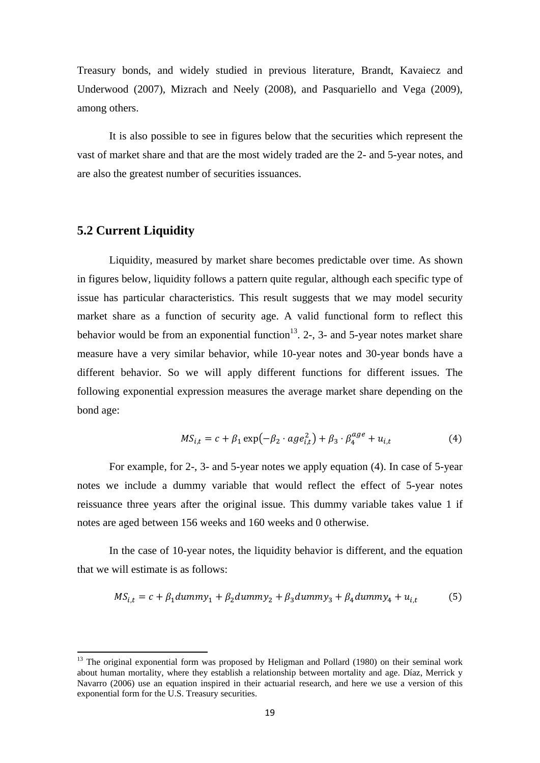Treasury bonds, and widely studied in previous literature, Brandt, Kavaiecz and Underwood (2007), Mizrach and Neely (2008), and Pasquariello and Vega (2009), among others.

It is also possible to see in figures below that the securities which represent the vast of market share and that are the most widely traded are the 2- and 5-year notes, and are also the greatest number of securities issuances.

## 5.2 Current Liquidity

Liquidity, measured by market share becomes predictable over time. As shown in figures below, liquidity follows a pattern quite regular, although each specific type of issue has particular characteristics. This result suggests that we may model security market share as a function of security age. A valid functional form to reflect this behavior would be from an exponential function[13]. 2-, 3- and 5-year notes market share measure have a very similar behavior, while 10-year notes and 30-year bonds have a different behavior. So we will apply different functions for different issues. The following exponential expression measures the average market share depending on the bond age:

$$MS_{i,t} = c + \beta_1 \exp\left(-\beta_2 \cdot age_{i,t}^2\right) + \beta_3 \cdot \beta_4^{age} + u_{i,t} \tag{4}$$

For example, for 2-, 3- and 5-year notes we apply equation (4). In case of 5-year notes we include a dummy variable that would reflect the effect of 5-year notes reissuance three years after the original issue. This dummy variable takes value 1 if notes are aged between 156 weeks and 160 weeks and 0 otherwise.

In the case of 10-year notes, the liquidity behavior is different, and the equation that we will estimate is as follows:

$$MS_{i,t} = c + \beta_1 dummy_1 + \beta_2 dummy_2 + \beta_3 dummy_3 + \beta_4 dummy_4 + u_{i,t} \tag{5}$$

---

[13] The original exponential form was proposed by Heligman and Pollard (1980) on their seminal work about human mortality, where they establish a relationship between mortality and age. Díaz, Merrick y Navarro (2006) use an equation inspired in their actuarial research, and here we use a version of this exponential form for the U.S. Treasury securities.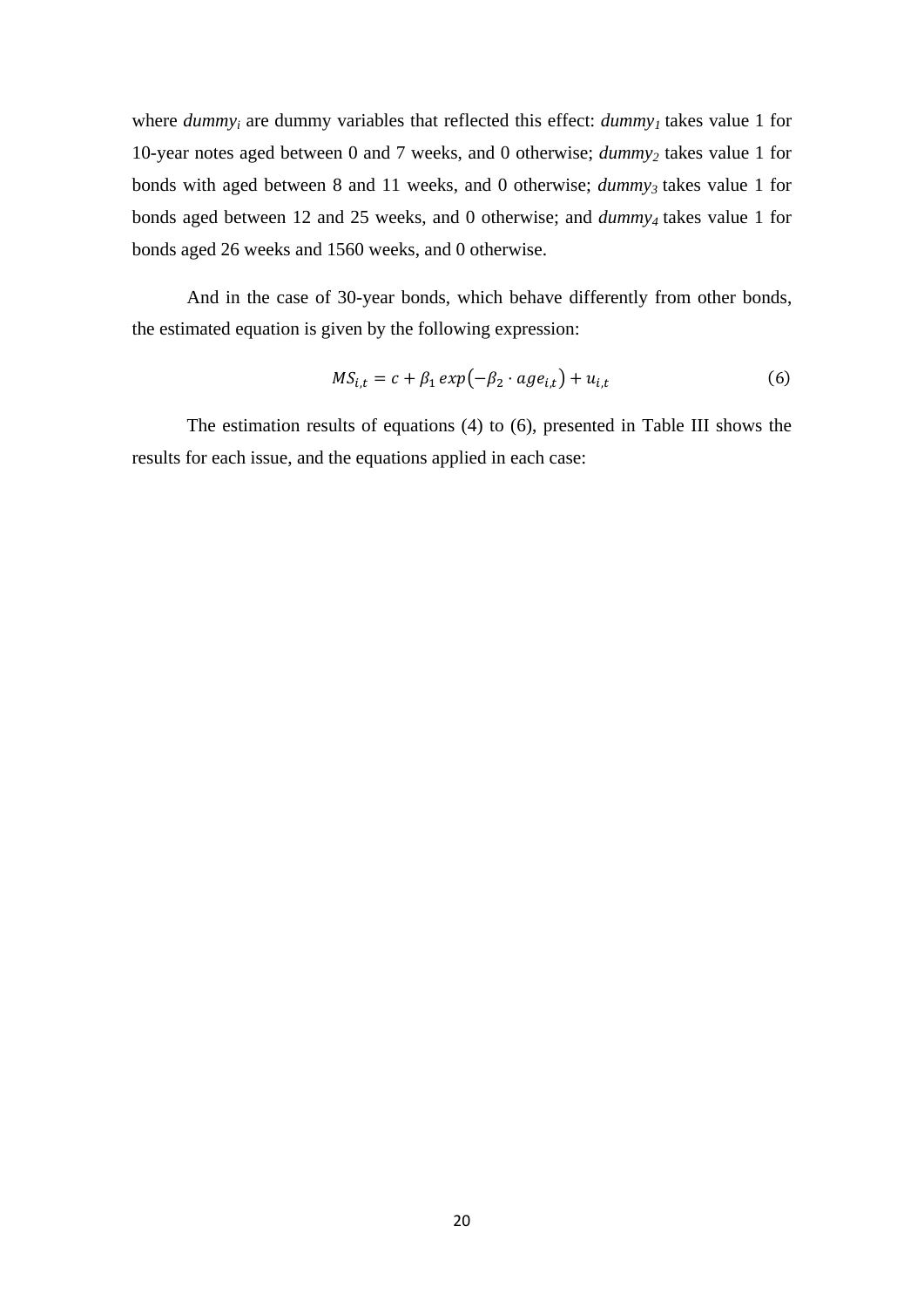where *$dummy_i$* are dummy variables that reflected this effect: *$dummy_1$* takes value 1 for 10-year notes aged between 0 and 7 weeks, and 0 otherwise; *$dummy_2$* takes value 1 for bonds with aged between 8 and 11 weeks, and 0 otherwise; *$dummy_3$* takes value 1 for bonds aged between 12 and 25 weeks, and 0 otherwise; and *$dummy_4$* takes value 1 for bonds aged 26 weeks and 1560 weeks, and 0 otherwise.

And in the case of 30-year bonds, which behave differently from other bonds, the estimated equation is given by the following expression:

$$MS_{i,t} = c + \beta_1 \, exp\left(-\beta_2 \cdot age_{i,t}\right) + u_{i,t} \qquad (6)$$

The estimation results of equations (4) to (6), presented in Table III shows the results for each issue, and the equations applied in each case: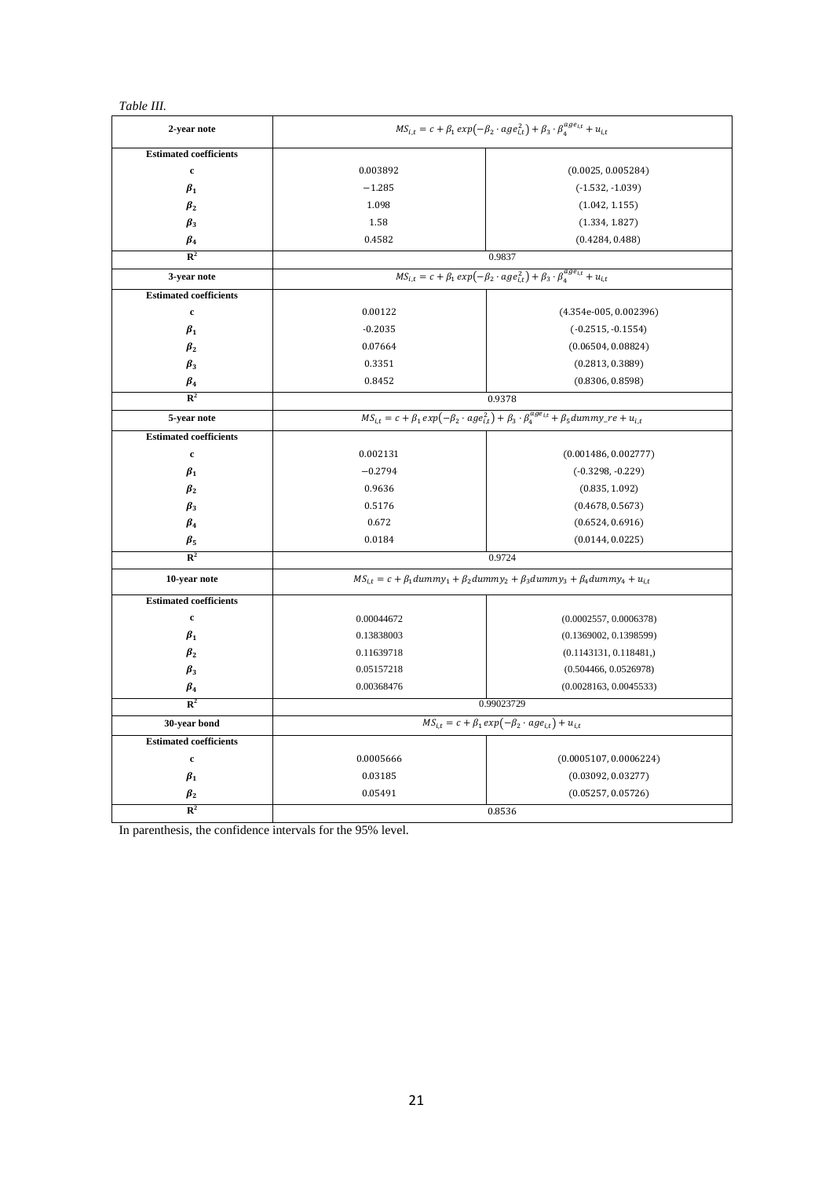*Table III.*

| 2-year note | $MS_{i,t} = c + \beta_1 exp(-\beta_2 \cdot age_{i,t}^2) + \beta_3 \cdot \beta_4^{age_{i,t}} + u_{i,t}$ | |
|---|---|---|
| **Estimated coefficients** | | |
| **c** | 0.003892 | (0.0025, 0.005284) |
| $\beta_1$ | −1.285 | (-1.532, -1.039) |
| $\beta_2$ | 1.098 | (1.042, 1.155) |
| $\beta_3$ | 1.58 | (1.334, 1.827) |
| $\beta_4$ | 0.4582 | (0.4284, 0.488) |
| $R^2$ | 0.9837 | |
| **3-year note** | $MS_{i,t} = c + \beta_1 exp(-\beta_2 \cdot age_{i,t}^2) + \beta_3 \cdot \beta_4^{age_{i,t}} + u_{i,t}$ | |
| **Estimated coefficients** | | |
| **c** | 0.00122 | (4.354e-005, 0.002396) |
| $\beta_1$ | -0.2035 | (-0.2515, -0.1554) |
| $\beta_2$ | 0.07664 | (0.06504, 0.08824) |
| $\beta_3$ | 0.3351 | (0.2813, 0.3889) |
| $\beta_4$ | 0.8452 | (0.8306, 0.8598) |
| $R^2$ | 0.9378 | |
| **5-year note** | $MS_{i,t} = c + \beta_1 exp(-\beta_2 \cdot age_{i,t}^2) + \beta_3 \cdot \beta_4^{age_{i,t}} + \beta_5 dummy\_re + u_{i,t}$ | |
| **Estimated coefficients** | | |
| **c** | 0.002131 | (0.001486, 0.002777) |
| $\beta_1$ | −0.2794 | (-0.3298, -0.229) |
| $\beta_2$ | 0.9636 | (0.835, 1.092) |
| $\beta_3$ | 0.5176 | (0.4678, 0.5673) |
| $\beta_4$ | 0.672 | (0.6524, 0.6916) |
| $\beta_5$ | 0.0184 | (0.0144, 0.0225) |
| $R^2$ | 0.9724 | |
| **10-year note** | $MS_{i,t} = c + \beta_1 dummy_1 + \beta_2 dummy_2 + \beta_3 dummy_3 + \beta_4 dummy_4 + u_{i,t}$ | |
| **Estimated coefficients** | | |
| **c** | 0.00044672 | (0.0002557, 0.0006378) |
| $\beta_1$ | 0.13838003 | (0.1369002, 0.1398599) |
| $\beta_2$ | 0.11639718 | (0.1143131, 0.118481,) |
| $\beta_3$ | 0.05157218 | (0.504466, 0.0526978) |
| $\beta_4$ | 0.00368476 | (0.0028163, 0.0045533) |
| $R^2$ | 0.99023729 | |
| **30-year bond** | $MS_{i,t} = c + \beta_1 exp(-\beta_2 \cdot age_{i,t}) + u_{i,t}$ | |
| **Estimated coefficients** | | |
| **c** | 0.0005666 | (0.0005107, 0.0006224) |
| $\beta_1$ | 0.03185 | (0.03092, 0.03277) |
| $\beta_2$ | 0.05491 | (0.05257, 0.05726) |
| $R^2$ | 0.8536 | |

In parenthesis, the confidence intervals for the 95% level.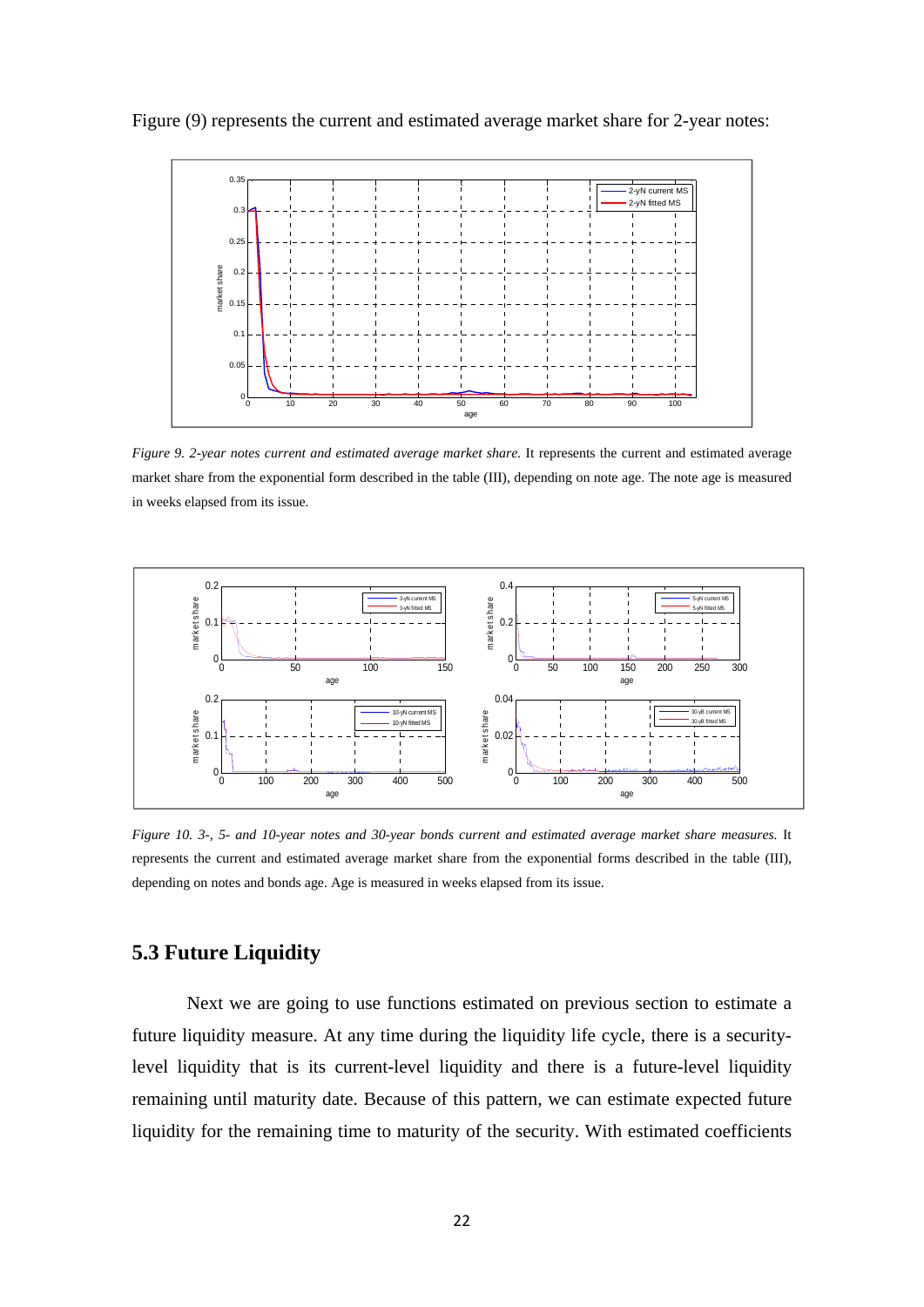Figure (9) represents the current and estimated average market share for 2-year notes:

*Figure 9. 2-year notes current and estimated average market share.* It represents the current and estimated average market share from the exponential form described in the table (III), depending on note age. The note age is measured in weeks elapsed from its issue.

*Figure 10. 3-, 5- and 10-year notes and 30-year bonds current and estimated average market share measures.* It represents the current and estimated average market share from the exponential forms described in the table (III), depending on notes and bonds age. Age is measured in weeks elapsed from its issue.

## 5.3 Future Liquidity

Next we are going to use functions estimated on previous section to estimate a future liquidity measure. At any time during the liquidity life cycle, there is a security-level liquidity that is its current-level liquidity and there is a future-level liquidity remaining until maturity date. Because of this pattern, we can estimate expected future liquidity for the remaining time to maturity of the security. With estimated coefficients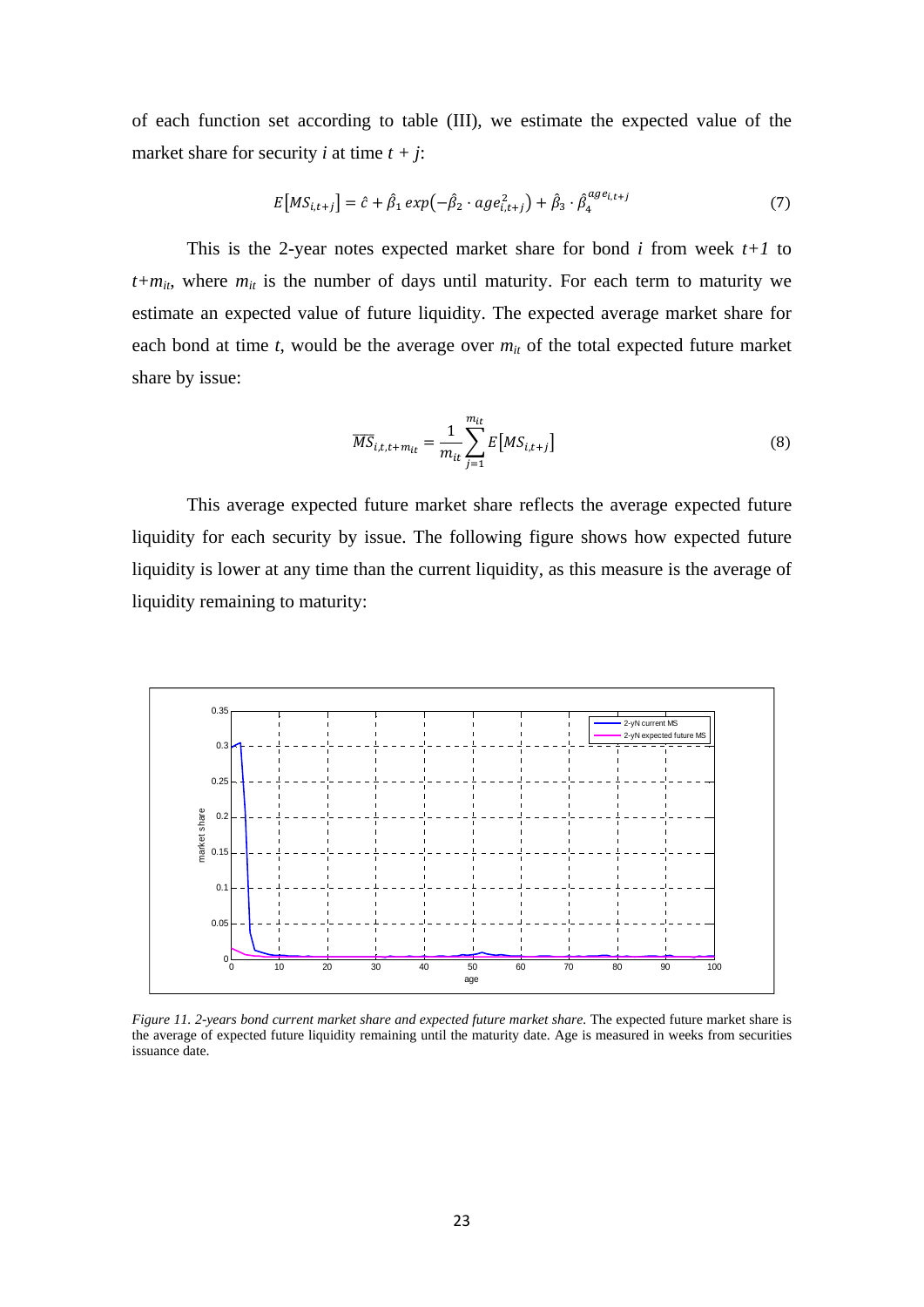of each function set according to table (III), we estimate the expected value of the market share for security *i* at time *t + j*:

$$E\left[MS_{i,t+j}\right] = \hat{c} + \hat{\beta}_1 \exp\left(-\hat{\beta}_2 \cdot age_{i,t+j}^2\right) + \hat{\beta}_3 \cdot \hat{\beta}_4^{age_{i,t+j}} \tag{7}$$

This is the 2-year notes expected market share for bond *i* from week $t+1$ to $t+m_{it}$, where $m_{it}$ is the number of days until maturity. For each term to maturity we estimate an expected value of future liquidity. The expected average market share for each bond at time *t*, would be the average over $m_{it}$ of the total expected future market share by issue:

$$\overline{MS}_{i,t,t+m_{it}} = \frac{1}{m_{it}} \sum_{j=1}^{m_{it}} E\left[MS_{i,t+j}\right] \tag{8}$$

This average expected future market share reflects the average expected future liquidity for each security by issue. The following figure shows how expected future liquidity is lower at any time than the current liquidity, as this measure is the average of liquidity remaining to maturity:

*Figure 11. 2-years bond current market share and expected future market share.* The expected future market share is the average of expected future liquidity remaining until the maturity date. Age is measured in weeks from securities issuance date.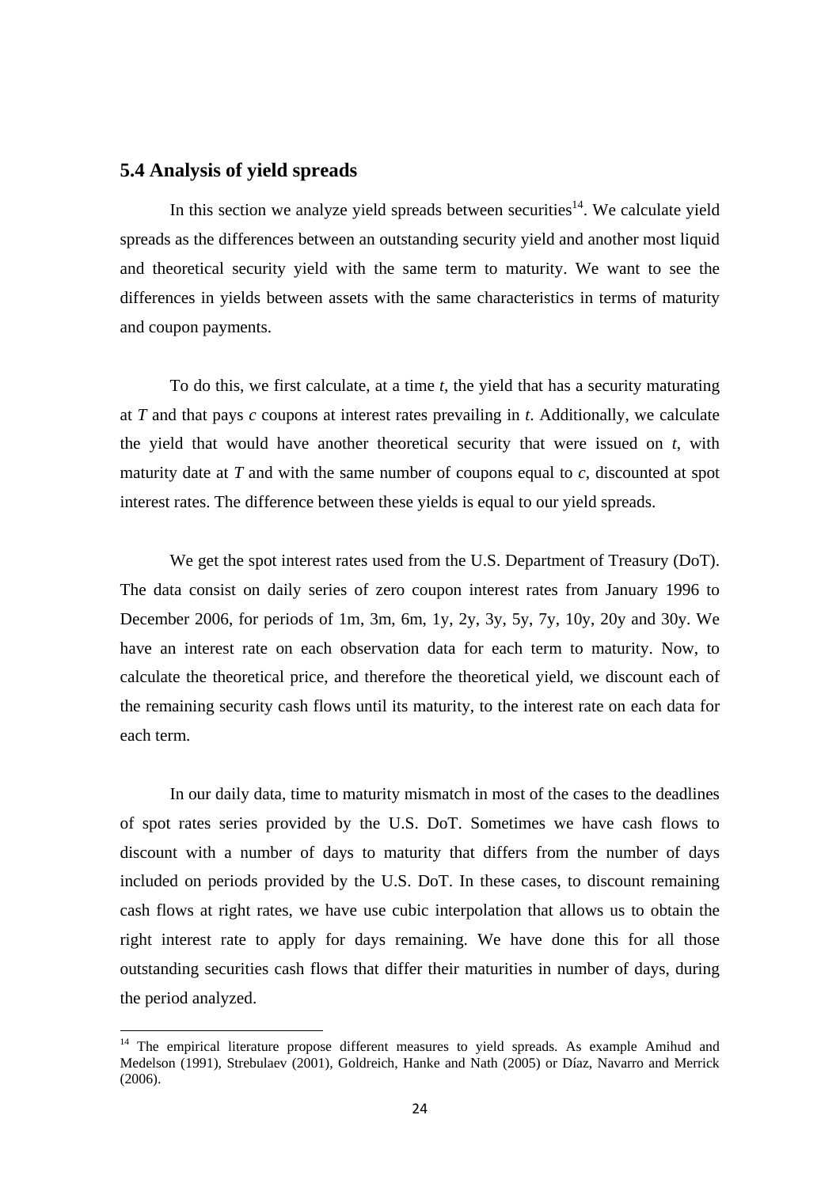### 5.4 Analysis of yield spreads

In this section we analyze yield spreads between securities[14]. We calculate yield spreads as the differences between an outstanding security yield and another most liquid and theoretical security yield with the same term to maturity. We want to see the differences in yields between assets with the same characteristics in terms of maturity and coupon payments.

To do this, we first calculate, at a time $t$, the yield that has a security maturating at $T$ and that pays $c$ coupons at interest rates prevailing in $t$. Additionally, we calculate the yield that would have another theoretical security that were issued on $t$, with maturity date at $T$ and with the same number of coupons equal to $c$, discounted at spot interest rates. The difference between these yields is equal to our yield spreads.

We get the spot interest rates used from the U.S. Department of Treasury (DoT). The data consist on daily series of zero coupon interest rates from January 1996 to December 2006, for periods of 1m, 3m, 6m, 1y, 2y, 3y, 5y, 7y, 10y, 20y and 30y. We have an interest rate on each observation data for each term to maturity. Now, to calculate the theoretical price, and therefore the theoretical yield, we discount each of the remaining security cash flows until its maturity, to the interest rate on each data for each term.

In our daily data, time to maturity mismatch in most of the cases to the deadlines of spot rates series provided by the U.S. DoT. Sometimes we have cash flows to discount with a number of days to maturity that differs from the number of days included on periods provided by the U.S. DoT. In these cases, to discount remaining cash flows at right rates, we have use cubic interpolation that allows us to obtain the right interest rate to apply for days remaining. We have done this for all those outstanding securities cash flows that differ their maturities in number of days, during the period analyzed.

[14] The empirical literature propose different measures to yield spreads. As example Amihud and Medelson (1991), Strebulaev (2001), Goldreich, Hanke and Nath (2005) or Díaz, Navarro and Merrick (2006).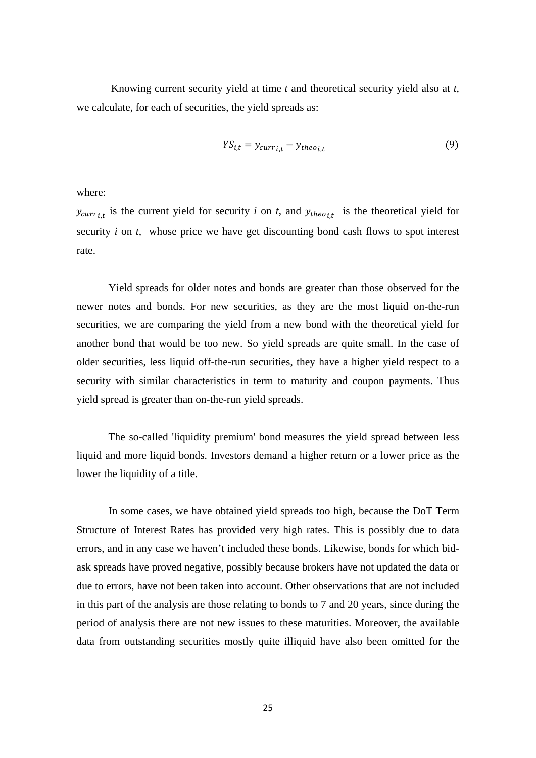Knowing current security yield at time *t* and theoretical security yield also at *t*, we calculate, for each of securities, the yield spreads as:

$$YS_{i,t} = y_{curr_{i,t}} - y_{theo_{i,t}} \tag{9}$$

where:

$y_{curr_{i,t}}$ is the current yield for security *i* on *t*, and $y_{theo_{i,t}}$ is the theoretical yield for security *i* on *t*, whose price we have get discounting bond cash flows to spot interest rate.

Yield spreads for older notes and bonds are greater than those observed for the newer notes and bonds. For new securities, as they are the most liquid on-the-run securities, we are comparing the yield from a new bond with the theoretical yield for another bond that would be too new. So yield spreads are quite small. In the case of older securities, less liquid off-the-run securities, they have a higher yield respect to a security with similar characteristics in term to maturity and coupon payments. Thus yield spread is greater than on-the-run yield spreads.

The so-called 'liquidity premium' bond measures the yield spread between less liquid and more liquid bonds. Investors demand a higher return or a lower price as the lower the liquidity of a title.

In some cases, we have obtained yield spreads too high, because the DoT Term Structure of Interest Rates has provided very high rates. This is possibly due to data errors, and in any case we haven't included these bonds. Likewise, bonds for which bid-ask spreads have proved negative, possibly because brokers have not updated the data or due to errors, have not been taken into account. Other observations that are not included in this part of the analysis are those relating to bonds to 7 and 20 years, since during the period of analysis there are not new issues to these maturities. Moreover, the available data from outstanding securities mostly quite illiquid have also been omitted for the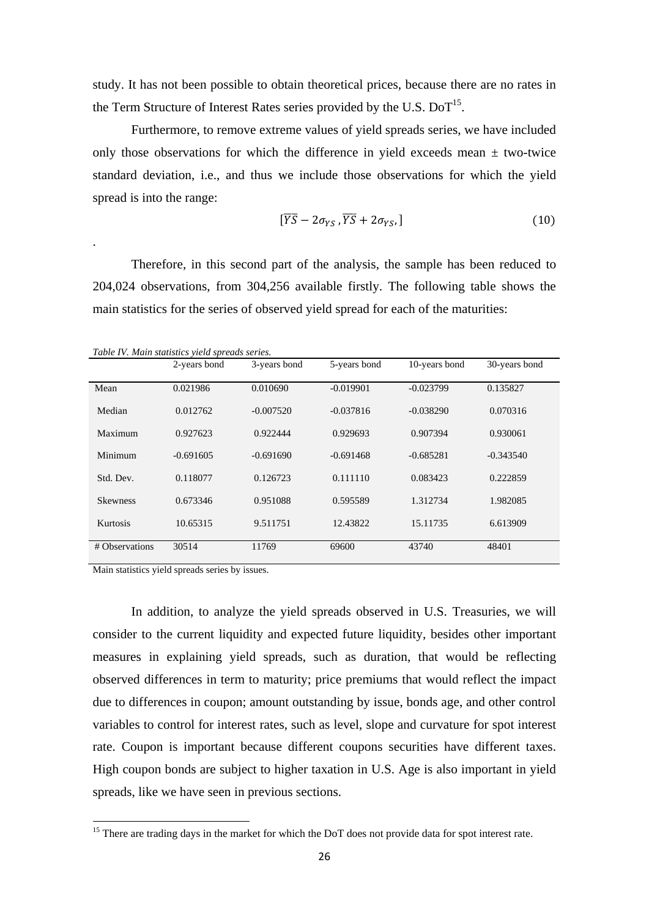study. It has not been possible to obtain theoretical prices, because there are no rates in the Term Structure of Interest Rates series provided by the U.S. DoT[15].

Furthermore, to remove extreme values of yield spreads series, we have included only those observations for which the difference in yield exceeds mean ± two-twice standard deviation, i.e., and thus we include those observations for which the yield spread is into the range:

$$[\overline{YS} - 2\sigma_{YS}, \overline{YS} + 2\sigma_{YS},] \tag{10}$$

.

Therefore, in this second part of the analysis, the sample has been reduced to 204,024 observations, from 304,256 available firstly. The following table shows the main statistics for the series of observed yield spread for each of the maturities:

*Table IV. Main statistics yield spreads series.*

| | 2-years bond | 3-years bond | 5-years bond | 10-years bond | 30-years bond |
|---|---|---|---|---|---|
| Mean | 0.021986 | 0.010690 | -0.019901 | -0.023799 | 0.135827 |
| Median | 0.012762 | -0.007520 | -0.037816 | -0.038290 | 0.070316 |
| Maximum | 0.927623 | 0.922444 | 0.929693 | 0.907394 | 0.930061 |
| Minimum | -0.691605 | -0.691690 | -0.691468 | -0.685281 | -0.343540 |
| Std. Dev. | 0.118077 | 0.126723 | 0.111110 | 0.083423 | 0.222859 |
| Skewness | 0.673346 | 0.951088 | 0.595589 | 1.312734 | 1.982085 |
| Kurtosis | 10.65315 | 9.511751 | 12.43822 | 15.11735 | 6.613909 |
| # Observations | 30514 | 11769 | 69600 | 43740 | 48401 |

Main statistics yield spreads series by issues.

In addition, to analyze the yield spreads observed in U.S. Treasuries, we will consider to the current liquidity and expected future liquidity, besides other important measures in explaining yield spreads, such as duration, that would be reflecting observed differences in term to maturity; price premiums that would reflect the impact due to differences in coupon; amount outstanding by issue, bonds age, and other control variables to control for interest rates, such as level, slope and curvature for spot interest rate. Coupon is important because different coupons securities have different taxes. High coupon bonds are subject to higher taxation in U.S. Age is also important in yield spreads, like we have seen in previous sections.

[15] There are trading days in the market for which the DoT does not provide data for spot interest rate.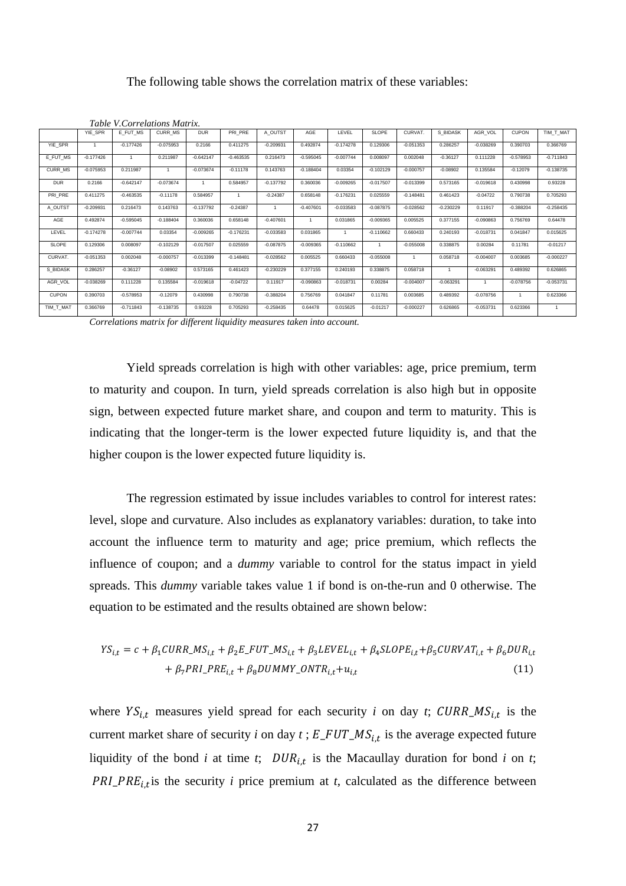The following table shows the correlation matrix of these variables:

*Table V.Correlations Matrix.*

| | YIE_SPR | E_FUT_MS | CURR_MS | DUR | PRI_PRE | A_OUTST | AGE | LEVEL | SLOPE | CURVAT. | S_BIDASK | AGR_VOL | CUPON | TIM_T_MAT |
|---|---|---|---|---|---|---|---|---|---|---|---|---|---|---|
| YIE_SPR | 1 | -0.177426 | -0.075953 | 0.2166 | 0.411275 | -0.209931 | 0.492874 | -0.174278 | 0.129306 | -0.051353 | 0.286257 | -0.038269 | 0.390703 | 0.366769 |
| E_FUT_MS | -0.177426 | 1 | 0.211987 | -0.642147 | -0.463535 | 0.216473 | -0.595045 | -0.007744 | 0.008097 | 0.002048 | -0.36127 | 0.111228 | -0.578953 | -0.711843 |
| CURR_MS | -0.075953 | 0.211987 | 1 | -0.073674 | -0.11178 | 0.143763 | -0.188404 | 0.03354 | -0.102129 | -0.000757 | -0.08902 | 0.135584 | -0.12079 | -0.138735 |
| DUR | 0.2166 | -0.642147 | -0.073674 | 1 | 0.584957 | -0.137792 | 0.360036 | -0.009265 | -0.017507 | -0.013399 | 0.573165 | -0.019618 | 0.430998 | 0.93228 |
| PRI_PRE | 0.411275 | -0.463535 | -0.11178 | 0.584957 | 1 | -0.24387 | 0.658148 | -0.176231 | 0.025559 | -0.148481 | 0.461423 | -0.04722 | 0.790738 | 0.705293 |
| A_OUTST | -0.209931 | 0.216473 | 0.143763 | -0.137792 | -0.24387 | 1 | -0.407601 | -0.033583 | -0.087875 | -0.028562 | -0.230229 | 0.11917 | -0.388204 | -0.258435 |
| AGE | 0.492874 | -0.595045 | -0.188404 | 0.360036 | 0.658148 | -0.407601 | 1 | 0.031865 | -0.009365 | 0.005525 | 0.377155 | -0.090863 | 0.756769 | 0.64478 |
| LEVEL | -0.174278 | -0.007744 | 0.03354 | -0.009265 | -0.176231 | -0.033583 | 0.031865 | 1 | -0.110662 | 0.660433 | 0.240193 | -0.018731 | 0.041847 | 0.015625 |
| SLOPE | 0.129306 | 0.008097 | -0.102129 | -0.017507 | 0.025559 | -0.087875 | -0.009365 | -0.110662 | 1 | -0.055008 | 0.338875 | 0.00284 | 0.11781 | -0.01217 |
| CURVAT. | -0.051353 | 0.002048 | -0.000757 | -0.013399 | -0.148481 | -0.028562 | 0.005525 | 0.660433 | -0.055008 | 1 | 0.058718 | -0.004007 | 0.003685 | -0.000227 |
| S_BIDASK | 0.286257 | -0.36127 | -0.08902 | 0.573165 | 0.461423 | -0.230229 | 0.377155 | 0.240193 | 0.338875 | 0.058718 | 1 | -0.063291 | 0.489392 | 0.626865 |
| AGR_VOL | -0.038269 | 0.111228 | 0.135584 | -0.019618 | -0.04722 | 0.11917 | -0.090863 | -0.018731 | 0.00284 | -0.004007 | -0.063291 | 1 | -0.078756 | -0.053731 |
| CUPON | 0.390703 | -0.578953 | -0.12079 | 0.430998 | 0.790738 | -0.388204 | 0.756769 | 0.041847 | 0.11781 | 0.003685 | 0.489392 | -0.078756 | 1 | 0.623366 |
| TIM_T_MAT | 0.366769 | -0.711843 | -0.138735 | 0.93228 | 0.705293 | -0.258435 | 0.64478 | 0.015625 | -0.01217 | -0.000227 | 0.626865 | -0.053731 | 0.623366 | 1 |

*Correlations matrix for different liquidity measures taken into account.*

Yield spreads correlation is high with other variables: age, price premium, term to maturity and coupon. In turn, yield spreads correlation is also high but in opposite sign, between expected future market share, and coupon and term to maturity. This is indicating that the longer-term is the lower expected future liquidity is, and that the higher coupon is the lower expected future liquidity is.

The regression estimated by issue includes variables to control for interest rates: level, slope and curvature. Also includes as explanatory variables: duration, to take into account the influence term to maturity and age; price premium, which reflects the influence of coupon; and a *dummy* variable to control for the status impact in yield spreads. This *dummy* variable takes value 1 if bond is on-the-run and 0 otherwise. The equation to be estimated and the results obtained are shown below:

$$YS_{i,t} = c + \beta_1 CURR\_MS_{i,t} + \beta_2 E\_FUT\_MS_{i,t} + \beta_3 LEVEL_{i,t} + \beta_4 SLOPE_{i,t} + \beta_5 CURVAT_{i,t} + \beta_6 DUR_{i,t} + \beta_7 PRI\_PRE_{i,t} + \beta_8 DUMMY\_ONTR_{i,t} + u_{i,t} \quad (11)$$

where $YS_{i,t}$ measures yield spread for each security *i* on day *t*; $CURR\_MS_{i,t}$ is the current market share of security *i* on day *t* ; $E\_FUT\_MS_{i,t}$ is the average expected future liquidity of the bond *i* at time *t*; $DUR_{i,t}$ is the Macaullay duration for bond *i* on *t*; $PRI\_PRE_{i,t}$ is the security *i* price premium at *t*, calculated as the difference between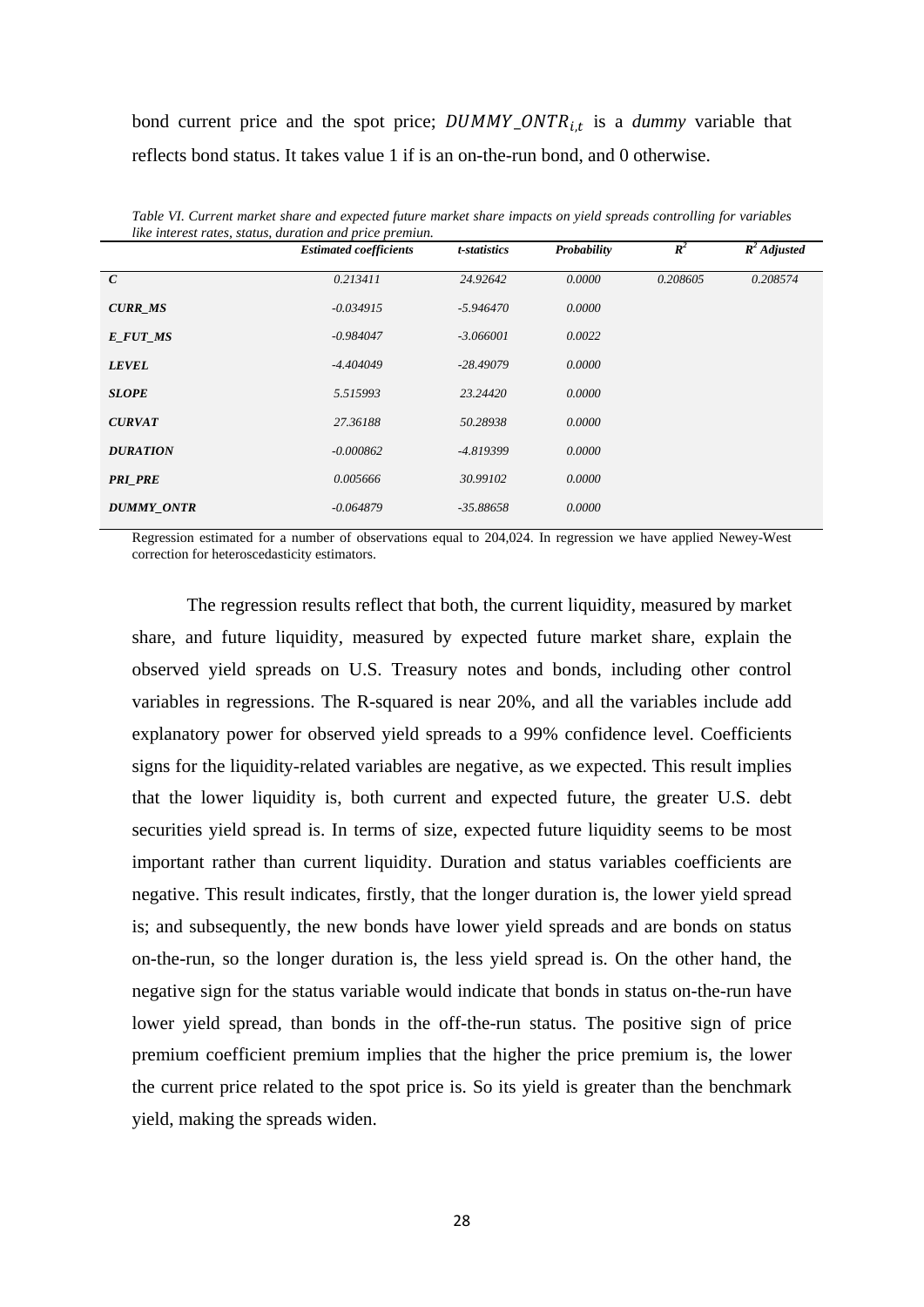bond current price and the spot price; $DUMMY\_ONTR_{i,t}$ is a *dummy* variable that reflects bond status. It takes value 1 if is an on-the-run bond, and 0 otherwise.

*Table VI. Current market share and expected future market share impacts on yield spreads controlling for variables like interest rates, status, duration and price premiun.*

| | *Estimated coefficients* | *t-statistics* | *Probability* | $R^2$ | $R^2$ *Adjusted* |
|---|---|---|---|---|---|
| ***C*** | *0.213411* | *24.92642* | *0.0000* | *0.208605* | *0.208574* |
| ***CURR_MS*** | *-0.034915* | *-5.946470* | *0.0000* | | |
| ***E_FUT_MS*** | *-0.984047* | *-3.066001* | *0.0022* | | |
| ***LEVEL*** | *-4.404049* | *-28.49079* | *0.0000* | | |
| ***SLOPE*** | *5.515993* | *23.24420* | *0.0000* | | |
| ***CURVAT*** | *27.36188* | *50.28938* | *0.0000* | | |
| ***DURATION*** | *-0.000862* | *-4.819399* | *0.0000* | | |
| ***PRI_PRE*** | *0.005666* | *30.99102* | *0.0000* | | |
| ***DUMMY_ONTR*** | *-0.064879* | *-35.88658* | *0.0000* | | |

Regression estimated for a number of observations equal to 204,024. In regression we have applied Newey-West correction for heteroscedasticity estimators.

The regression results reflect that both, the current liquidity, measured by market share, and future liquidity, measured by expected future market share, explain the observed yield spreads on U.S. Treasury notes and bonds, including other control variables in regressions. The R-squared is near 20%, and all the variables include add explanatory power for observed yield spreads to a 99% confidence level. Coefficients signs for the liquidity-related variables are negative, as we expected. This result implies that the lower liquidity is, both current and expected future, the greater U.S. debt securities yield spread is. In terms of size, expected future liquidity seems to be most important rather than current liquidity. Duration and status variables coefficients are negative. This result indicates, firstly, that the longer duration is, the lower yield spread is; and subsequently, the new bonds have lower yield spreads and are bonds on status on-the-run, so the longer duration is, the less yield spread is. On the other hand, the negative sign for the status variable would indicate that bonds in status on-the-run have lower yield spread, than bonds in the off-the-run status. The positive sign of price premium coefficient premium implies that the higher the price premium is, the lower the current price related to the spot price is. So its yield is greater than the benchmark yield, making the spreads widen.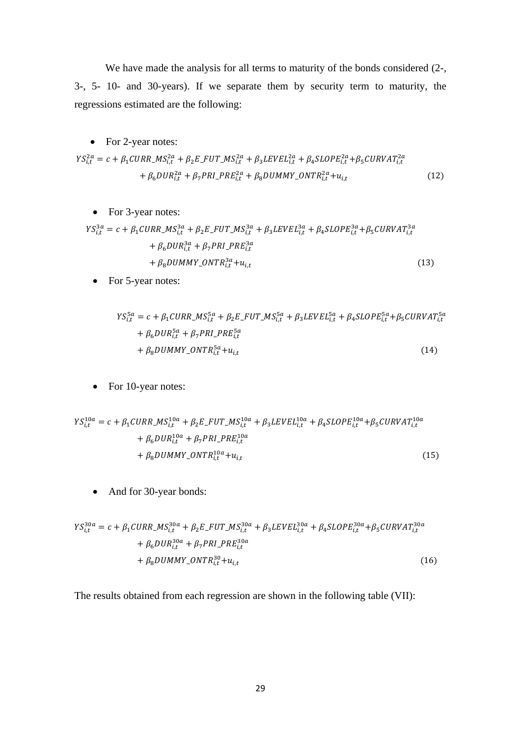We have made the analysis for all terms to maturity of the bonds considered (2-, 3-, 5- 10- and 30-years). If we separate them by security term to maturity, the regressions estimated are the following:

- For 2-year notes:

$$YS_{i,t}^{2a} = c + \beta_1 CURR\_MS_{i,t}^{2a} + \beta_2 E\_FUT\_MS_{i,t}^{2a} + \beta_3 LEVEL_{i,t}^{2a} + \beta_4 SLOPE_{i,t}^{2a} + \beta_5 CURVAT_{i,t}^{2a} + \beta_6 DUR_{i,t}^{2a} + \beta_7 PRI\_PRE_{i,t}^{2a} + \beta_8 DUMMY\_ONTR_{i,t}^{2a} + u_{i,t} \qquad (12)$$

- For 3-year notes:

$$YS_{i,t}^{3a} = c + \beta_1 CURR\_MS_{i,t}^{3a} + \beta_2 E\_FUT\_MS_{i,t}^{3a} + \beta_3 LEVEL_{i,t}^{3a} + \beta_4 SLOPE_{i,t}^{3a} + \beta_5 CURVAT_{i,t}^{3a} + \beta_6 DUR_{i,t}^{3a} + \beta_7 PRI\_PRE_{i,t}^{3a} + \beta_8 DUMMY\_ONTR_{i,t}^{3a} + u_{i,t} \qquad (13)$$

- For 5-year notes:

$$YS_{i,t}^{5a} = c + \beta_1 CURR\_MS_{i,t}^{5a} + \beta_2 E\_FUT\_MS_{i,t}^{5a} + \beta_3 LEVEL_{i,t}^{5a} + \beta_4 SLOPE_{i,t}^{5a} + \beta_5 CURVAT_{i,t}^{5a} + \beta_6 DUR_{i,t}^{5a} + \beta_7 PRI\_PRE_{i,t}^{5a} + \beta_8 DUMMY\_ONTR_{i,t}^{5a} + u_{i,t} \qquad (14)$$

- For 10-year notes:

$$YS_{i,t}^{10a} = c + \beta_1 CURR\_MS_{i,t}^{10a} + \beta_2 E\_FUT\_MS_{i,t}^{10a} + \beta_3 LEVEL_{i,t}^{10a} + \beta_4 SLOPE_{i,t}^{10a} + \beta_5 CURVAT_{i,t}^{10a} + \beta_6 DUR_{i,t}^{10a} + \beta_7 PRI\_PRE_{i,t}^{10a} + \beta_8 DUMMY\_ONTR_{i,t}^{10a} + u_{i,t} \qquad (15)$$

- And for 30-year bonds:

$$YS_{i,t}^{30a} = c + \beta_1 CURR\_MS_{i,t}^{30a} + \beta_2 E\_FUT\_MS_{i,t}^{30a} + \beta_3 LEVEL_{i,t}^{30a} + \beta_4 SLOPE_{i,t}^{30a} + \beta_5 CURVAT_{i,t}^{30a} + \beta_6 DUR_{i,t}^{30a} + \beta_7 PRI\_PRE_{i,t}^{30a} + \beta_8 DUMMY\_ONTR_{i,t}^{30} + u_{i,t} \qquad (16)$$

The results obtained from each regression are shown in the following table (VII):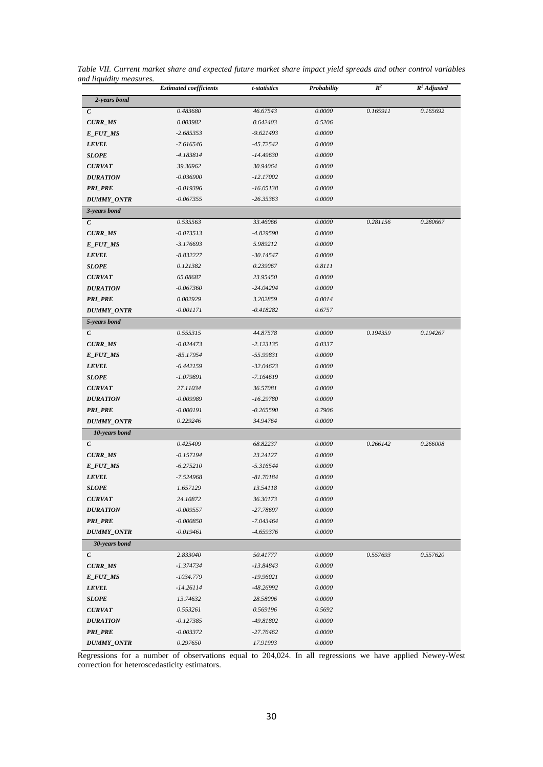*Table VII. Current market share and expected future market share impact yield spreads and other control variables and liquidity measures.*

| | *Estimated coefficients* | *t-statistics* | *Probability* | $R^2$ | $R^2$ *Adjusted* |
|---|---|---|---|---|---|
| ***2-years bond*** | | | | | |
| ***C*** | *0.483680* | *46.67543* | *0.0000* | *0.165911* | *0.165692* |
| ***CURR_MS*** | *0.003982* | *0.642403* | *0.5206* | | |
| ***E_FUT_MS*** | *-2.685353* | *-9.621493* | *0.0000* | | |
| ***LEVEL*** | *-7.616546* | *-45.72542* | *0.0000* | | |
| ***SLOPE*** | *-4.183814* | *-14.49630* | *0.0000* | | |
| ***CURVAT*** | *39.36962* | *30.94064* | *0.0000* | | |
| ***DURATION*** | *-0.036900* | *-12.17002* | *0.0000* | | |
| ***PRI_PRE*** | *-0.019396* | *-16.05138* | *0.0000* | | |
| ***DUMMY_ONTR*** | *-0.067355* | *-26.35363* | *0.0000* | | |
| ***3-years bond*** | | | | | |
| ***C*** | *0.535563* | *33.46066* | *0.0000* | *0.281156* | *0.280667* |
| ***CURR_MS*** | *-0.073513* | *-4.829590* | *0.0000* | | |
| ***E_FUT_MS*** | *-3.176693* | *5.989212* | *0.0000* | | |
| ***LEVEL*** | *-8.832227* | *-30.14547* | *0.0000* | | |
| ***SLOPE*** | *0.121382* | *0.239067* | *0.8111* | | |
| ***CURVAT*** | *65.08687* | *23.95450* | *0.0000* | | |
| ***DURATION*** | *-0.067360* | *-24.04294* | *0.0000* | | |
| ***PRI_PRE*** | *0.002929* | *3.202859* | *0.0014* | | |
| ***DUMMY_ONTR*** | *-0.001171* | *-0.418282* | *0.6757* | | |
| ***5-years bond*** | | | | | |
| ***C*** | *0.555315* | *44.87578* | *0.0000* | *0.194359* | *0.194267* |
| ***CURR_MS*** | *-0.024473* | *-2.123135* | *0.0337* | | |
| ***E_FUT_MS*** | *-85.17954* | *-55.99831* | *0.0000* | | |
| ***LEVEL*** | *-6.442159* | *-32.04623* | *0.0000* | | |
| ***SLOPE*** | *-1.079891* | *-7.164619* | *0.0000* | | |
| ***CURVAT*** | *27.11034* | *36.57081* | *0.0000* | | |
| ***DURATION*** | *-0.009989* | *-16.29780* | *0.0000* | | |
| ***PRI_PRE*** | *-0.000191* | *-0.265590* | *0.7906* | | |
| ***DUMMY_ONTR*** | *0.229246* | *34.94764* | *0.0000* | | |
| ***10-years bond*** | | | | | |
| ***C*** | *0.425409* | *68.82237* | *0.0000* | *0.266142* | *0.266008* |
| ***CURR_MS*** | *-0.157194* | *23.24127* | *0.0000* | | |
| ***E_FUT_MS*** | *-6.275210* | *-5.316544* | *0.0000* | | |
| ***LEVEL*** | *-7.524968* | *-81.70184* | *0.0000* | | |
| ***SLOPE*** | *1.657129* | *13.54118* | *0.0000* | | |
| ***CURVAT*** | *24.10872* | *36.30173* | *0.0000* | | |
| ***DURATION*** | *-0.009557* | *-27.78697* | *0.0000* | | |
| ***PRI_PRE*** | *-0.000850* | *-7.043464* | *0.0000* | | |
| ***DUMMY_ONTR*** | *-0.019461* | *-4.659376* | *0.0000* | | |
| ***30-years bond*** | | | | | |
| ***C*** | *2.833040* | *50.41777* | *0.0000* | *0.557693* | *0.557620* |
| ***CURR_MS*** | *-1.374734* | *-13.84843* | *0.0000* | | |
| ***E_FUT_MS*** | *-1034.779* | *-19.96021* | *0.0000* | | |
| ***LEVEL*** | *-14.26114* | *-48.26992* | *0.0000* | | |
| ***SLOPE*** | *13.74632* | *28.58096* | *0.0000* | | |
| ***CURVAT*** | *0.553261* | *0.569196* | *0.5692* | | |
| ***DURATION*** | *-0.127385* | *-49.81802* | *0.0000* | | |
| ***PRI_PRE*** | *-0.003372* | *-27.76462* | *0.0000* | | |
| ***DUMMY_ONTR*** | *0.297650* | *17.91993* | *0.0000* | | |

Regressions for a number of observations equal to 204,024. In all regressions we have applied Newey-West correction for heteroscedasticity estimators.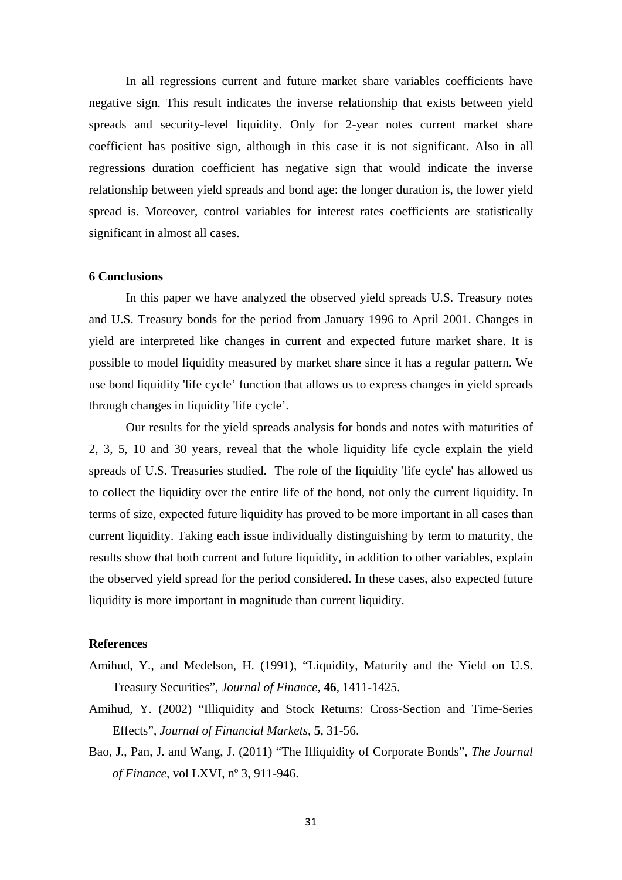In all regressions current and future market share variables coefficients have negative sign. This result indicates the inverse relationship that exists between yield spreads and security-level liquidity. Only for 2-year notes current market share coefficient has positive sign, although in this case it is not significant. Also in all regressions duration coefficient has negative sign that would indicate the inverse relationship between yield spreads and bond age: the longer duration is, the lower yield spread is. Moreover, control variables for interest rates coefficients are statistically significant in almost all cases.

## 6 Conclusions

In this paper we have analyzed the observed yield spreads U.S. Treasury notes and U.S. Treasury bonds for the period from January 1996 to April 2001. Changes in yield are interpreted like changes in current and expected future market share. It is possible to model liquidity measured by market share since it has a regular pattern. We use bond liquidity 'life cycle' function that allows us to express changes in yield spreads through changes in liquidity 'life cycle'.

Our results for the yield spreads analysis for bonds and notes with maturities of 2, 3, 5, 10 and 30 years, reveal that the whole liquidity life cycle explain the yield spreads of U.S. Treasuries studied. The role of the liquidity 'life cycle' has allowed us to collect the liquidity over the entire life of the bond, not only the current liquidity. In terms of size, expected future liquidity has proved to be more important in all cases than current liquidity. Taking each issue individually distinguishing by term to maturity, the results show that both current and future liquidity, in addition to other variables, explain the observed yield spread for the period considered. In these cases, also expected future liquidity is more important in magnitude than current liquidity.

## References

Amihud, Y., and Medelson, H. (1991), "Liquidity, Maturity and the Yield on U.S. Treasury Securities", *Journal of Finance*, **46**, 1411-1425.

Amihud, Y. (2002) "Illiquidity and Stock Returns: Cross-Section and Time-Series Effects", *Journal of Financial Markets*, **5**, 31-56.

Bao, J., Pan, J. and Wang, J. (2011) "The Illiquidity of Corporate Bonds", *The Journal of Finance*, vol LXVI, nº 3, 911-946.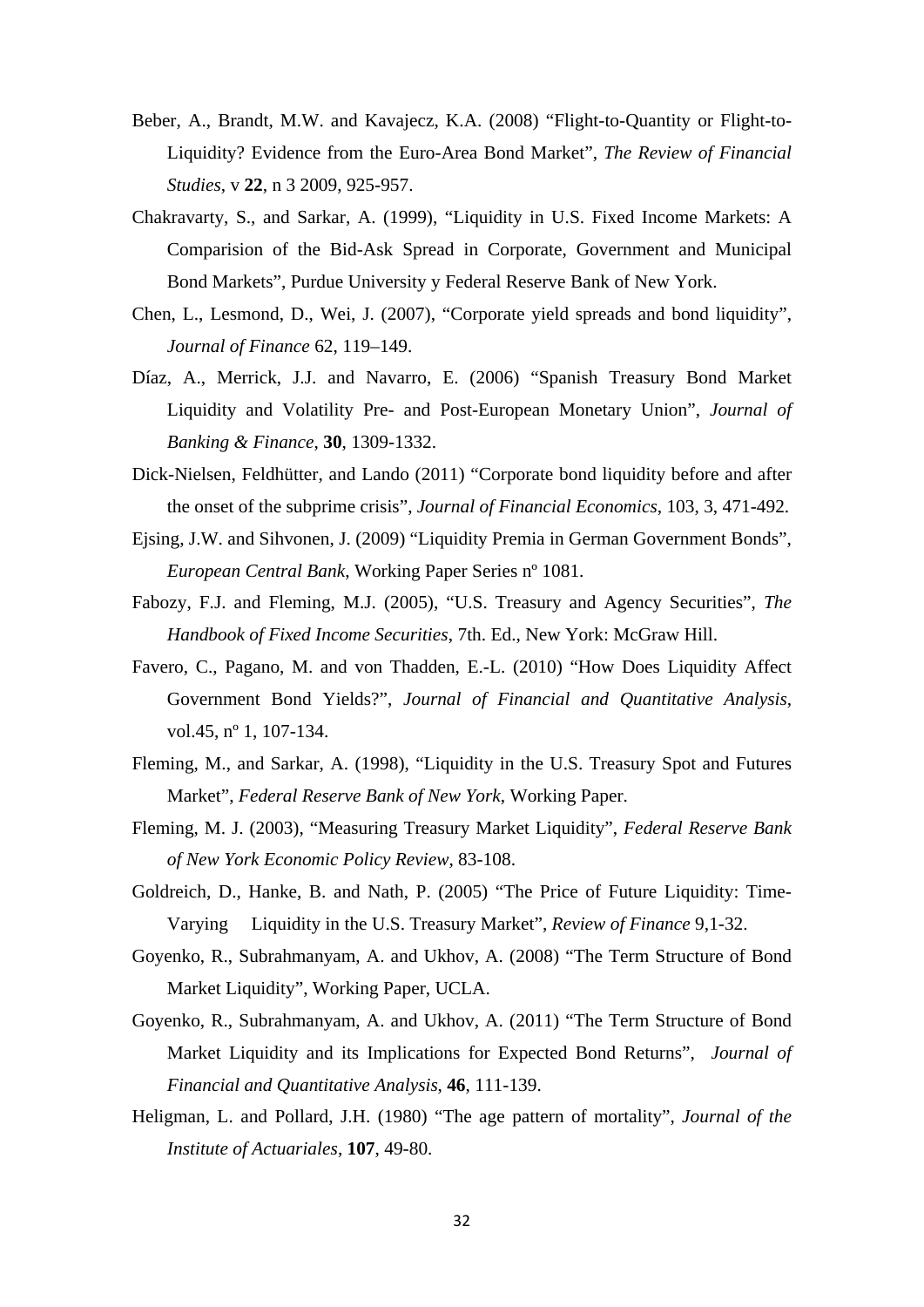Beber, A., Brandt, M.W. and Kavajecz, K.A. (2008) “Flight-to-Quantity or Flight-to-Liquidity? Evidence from the Euro-Area Bond Market”, *The Review of Financial Studies*, v **22**, n 3 2009, 925-957.

Chakravarty, S., and Sarkar, A. (1999), “Liquidity in U.S. Fixed Income Markets: A Comparision of the Bid-Ask Spread in Corporate, Government and Municipal Bond Markets”, Purdue University y Federal Reserve Bank of New York.

Chen, L., Lesmond, D., Wei, J. (2007), “Corporate yield spreads and bond liquidity”, *Journal of Finance* 62, 119–149.

Díaz, A., Merrick, J.J. and Navarro, E. (2006) “Spanish Treasury Bond Market Liquidity and Volatility Pre- and Post-European Monetary Union”, *Journal of Banking & Finance*, **30**, 1309-1332.

Dick-Nielsen, Feldhütter, and Lando (2011) “Corporate bond liquidity before and after the onset of the subprime crisis”, *Journal of Financial Economics*, 103, 3, 471-492.

Ejsing, J.W. and Sihvonen, J. (2009) “Liquidity Premia in German Government Bonds”, *European Central Bank*, Working Paper Series nº 1081.

Fabozy, F.J. and Fleming, M.J. (2005), “U.S. Treasury and Agency Securities”, *The Handbook of Fixed Income Securities*, 7th. Ed., New York: McGraw Hill.

Favero, C., Pagano, M. and von Thadden, E.-L. (2010) “How Does Liquidity Affect Government Bond Yields?”, *Journal of Financial and Quantitative Analysis*, vol.45, nº 1, 107-134.

Fleming, M., and Sarkar, A. (1998), “Liquidity in the U.S. Treasury Spot and Futures Market”, *Federal Reserve Bank of New York*, Working Paper.

Fleming, M. J. (2003), “Measuring Treasury Market Liquidity”, *Federal Reserve Bank of New York Economic Policy Review*, 83-108.

Goldreich, D., Hanke, B. and Nath, P. (2005) “The Price of Future Liquidity: Time-Varying Liquidity in the U.S. Treasury Market”, *Review of Finance* 9,1-32.

Goyenko, R., Subrahmanyam, A. and Ukhov, A. (2008) “The Term Structure of Bond Market Liquidity”, Working Paper, UCLA.

Goyenko, R., Subrahmanyam, A. and Ukhov, A. (2011) “The Term Structure of Bond Market Liquidity and its Implications for Expected Bond Returns”, *Journal of Financial and Quantitative Analysis*, **46**, 111-139.

Heligman, L. and Pollard, J.H. (1980) “The age pattern of mortality”, *Journal of the Institute of Actuariales*, **107**, 49-80.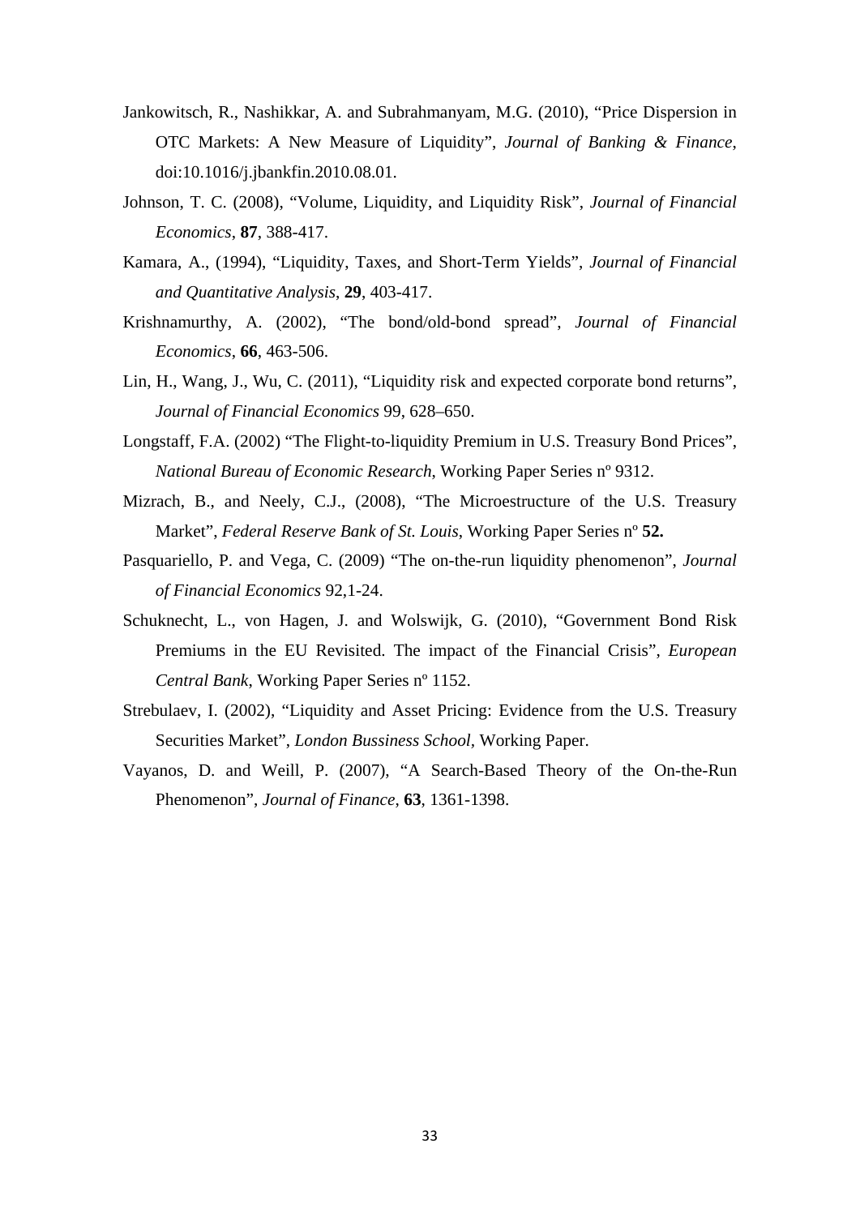Jankowitsch, R., Nashikkar, A. and Subrahmanyam, M.G. (2010), “Price Dispersion in OTC Markets: A New Measure of Liquidity”, *Journal of Banking & Finance*, doi:10.1016/j.jbankfin.2010.08.01.

Johnson, T. C. (2008), “Volume, Liquidity, and Liquidity Risk”, *Journal of Financial Economics*, **87**, 388-417.

Kamara, A., (1994), “Liquidity, Taxes, and Short-Term Yields”, *Journal of Financial and Quantitative Analysis*, **29**, 403-417.

Krishnamurthy, A. (2002), “The bond/old-bond spread”, *Journal of Financial Economics*, **66**, 463-506.

Lin, H., Wang, J., Wu, C. (2011), “Liquidity risk and expected corporate bond returns”, *Journal of Financial Economics* 99, 628–650.

Longstaff, F.A. (2002) “The Flight-to-liquidity Premium in U.S. Treasury Bond Prices”, *National Bureau of Economic Research*, Working Paper Series nº 9312.

Mizrach, B., and Neely, C.J., (2008), “The Microestructure of the U.S. Treasury Market”, *Federal Reserve Bank of St. Louis*, Working Paper Series nº **52.**

Pasquariello, P. and Vega, C. (2009) “The on-the-run liquidity phenomenon”, *Journal of Financial Economics* 92,1-24.

Schuknecht, L., von Hagen, J. and Wolswijk, G. (2010), “Government Bond Risk Premiums in the EU Revisited. The impact of the Financial Crisis”, *European Central Bank*, Working Paper Series nº 1152.

Strebulaev, I. (2002), “Liquidity and Asset Pricing: Evidence from the U.S. Treasury Securities Market”, *London Bussiness School*, Working Paper.

Vayanos, D. and Weill, P. (2007), “A Search-Based Theory of the On-the-Run Phenomenon”, *Journal of Finance*, **63**, 1361-1398.